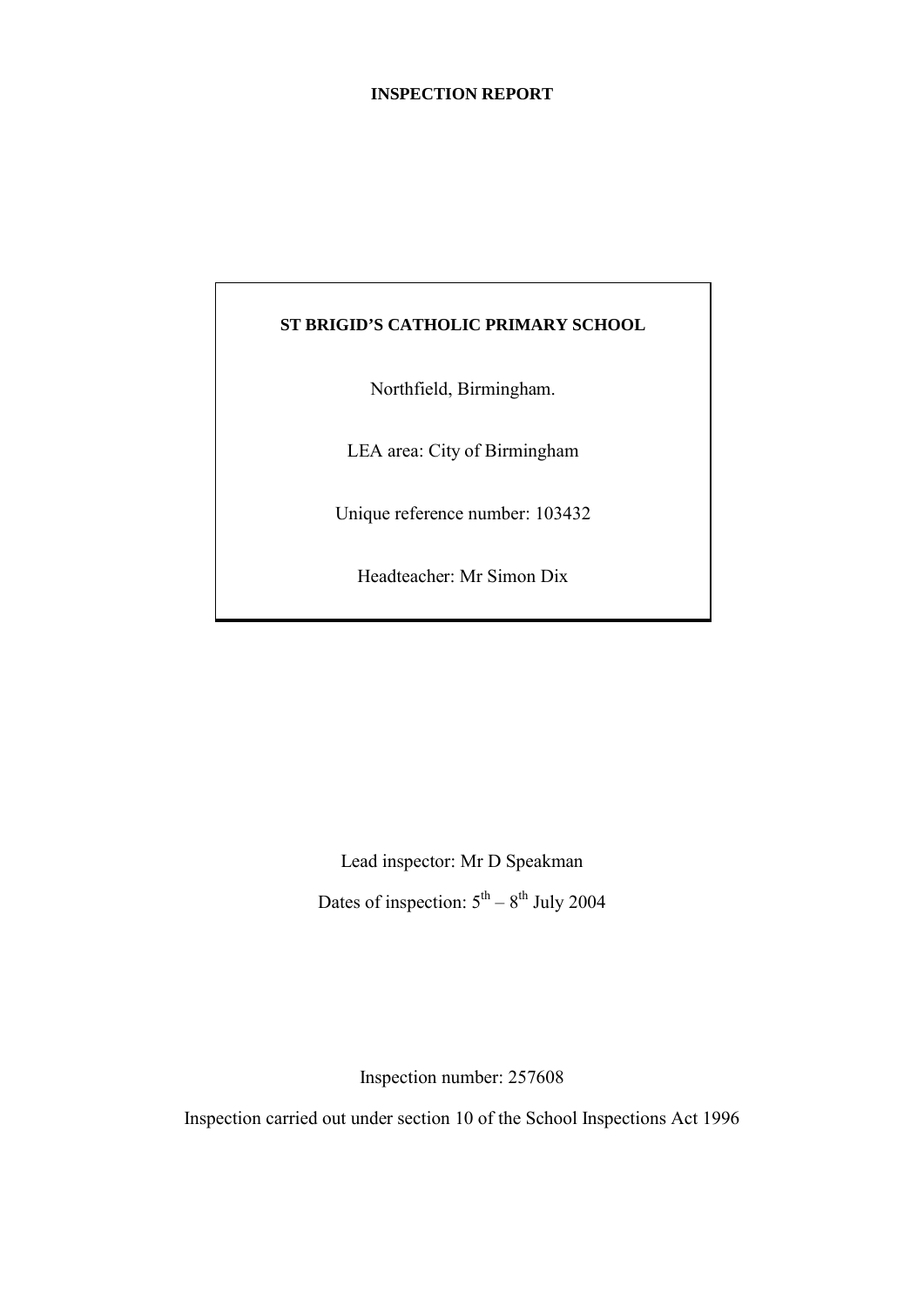**INSPECTION REPORT**

**ST BRIGID'S CATHOLIC PRIMARY SCHOOL**

Northfield, Birmingham.

LEA area: City of Birmingham

Unique reference number: 103432

Headteacher: Mr Simon Dix

Lead inspector: Mr D Speakman

Dates of inspection: 5th – 8th July 2004

Inspection number: 257608

Inspection carried out under section 10 of the School Inspections Act 1996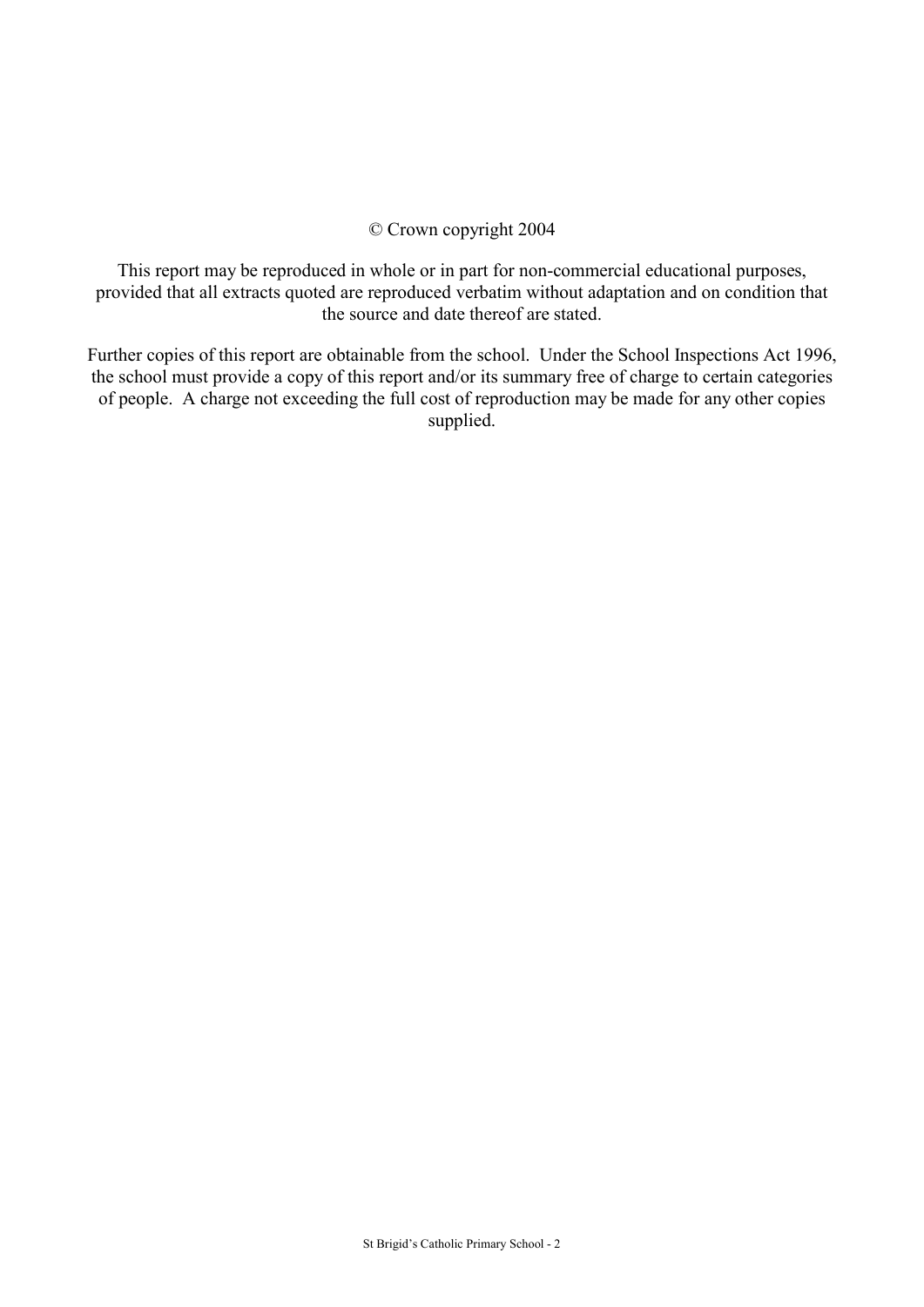© Crown copyright 2004

This report may be reproduced in whole or in part for non-commercial educational purposes, provided that all extracts quoted are reproduced verbatim without adaptation and on condition that the source and date thereof are stated.

Further copies of this report are obtainable from the school. Under the School Inspections Act 1996, the school must provide a copy of this report and/or its summary free of charge to certain categories of people. A charge not exceeding the full cost of reproduction may be made for any other copies supplied.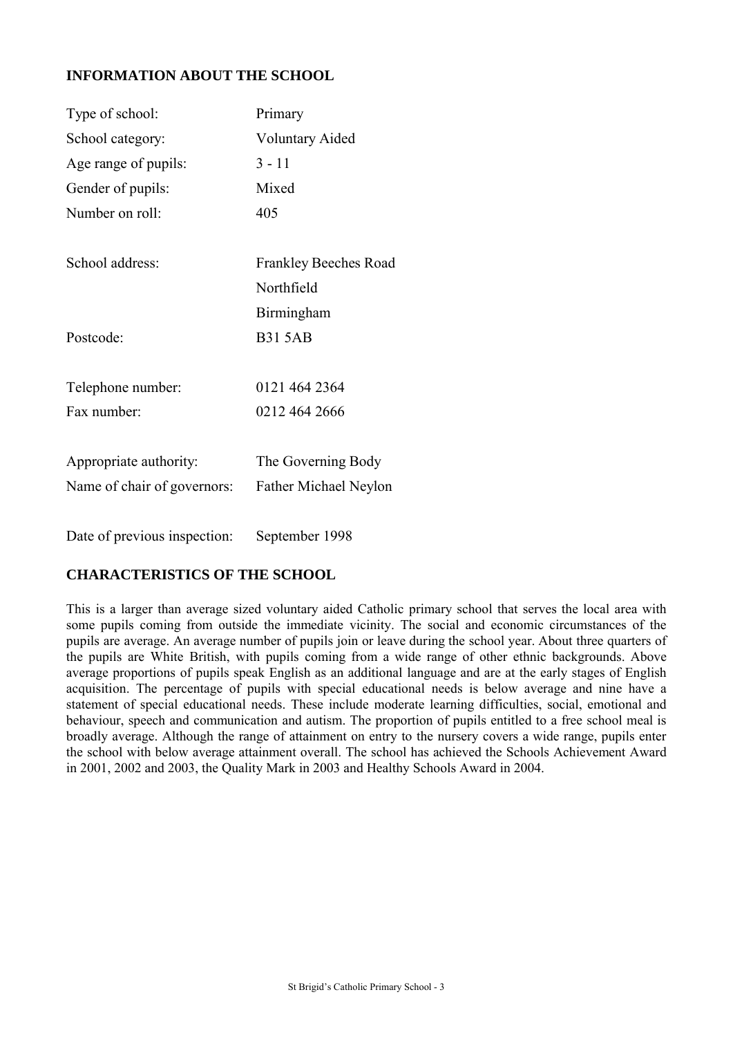## INFORMATION ABOUT THE SCHOOL

| | |
|---|---|
| Type of school: | Primary |
| School category: | Voluntary Aided |
| Age range of pupils: | 3 - 11 |
| Gender of pupils: | Mixed |
| Number on roll: | 405 |
| School address: | Frankley Beeches Road |
| | Northfield |
| | Birmingham |
| Postcode: | B31 5AB |
| Telephone number: | 0121 464 2364 |
| Fax number: | 0212 464 2666 |
| Appropriate authority: | The Governing Body |
| Name of chair of governors: | Father Michael Neylon |
| Date of previous inspection: | September 1998 |

## CHARACTERISTICS OF THE SCHOOL

This is a larger than average sized voluntary aided Catholic primary school that serves the local area with some pupils coming from outside the immediate vicinity. The social and economic circumstances of the pupils are average. An average number of pupils join or leave during the school year. About three quarters of the pupils are White British, with pupils coming from a wide range of other ethnic backgrounds. Above average proportions of pupils speak English as an additional language and are at the early stages of English acquisition. The percentage of pupils with special educational needs is below average and nine have a statement of special educational needs. These include moderate learning difficulties, social, emotional and behaviour, speech and communication and autism. The proportion of pupils entitled to a free school meal is broadly average. Although the range of attainment on entry to the nursery covers a wide range, pupils enter the school with below average attainment overall. The school has achieved the Schools Achievement Award in 2001, 2002 and 2003, the Quality Mark in 2003 and Healthy Schools Award in 2004.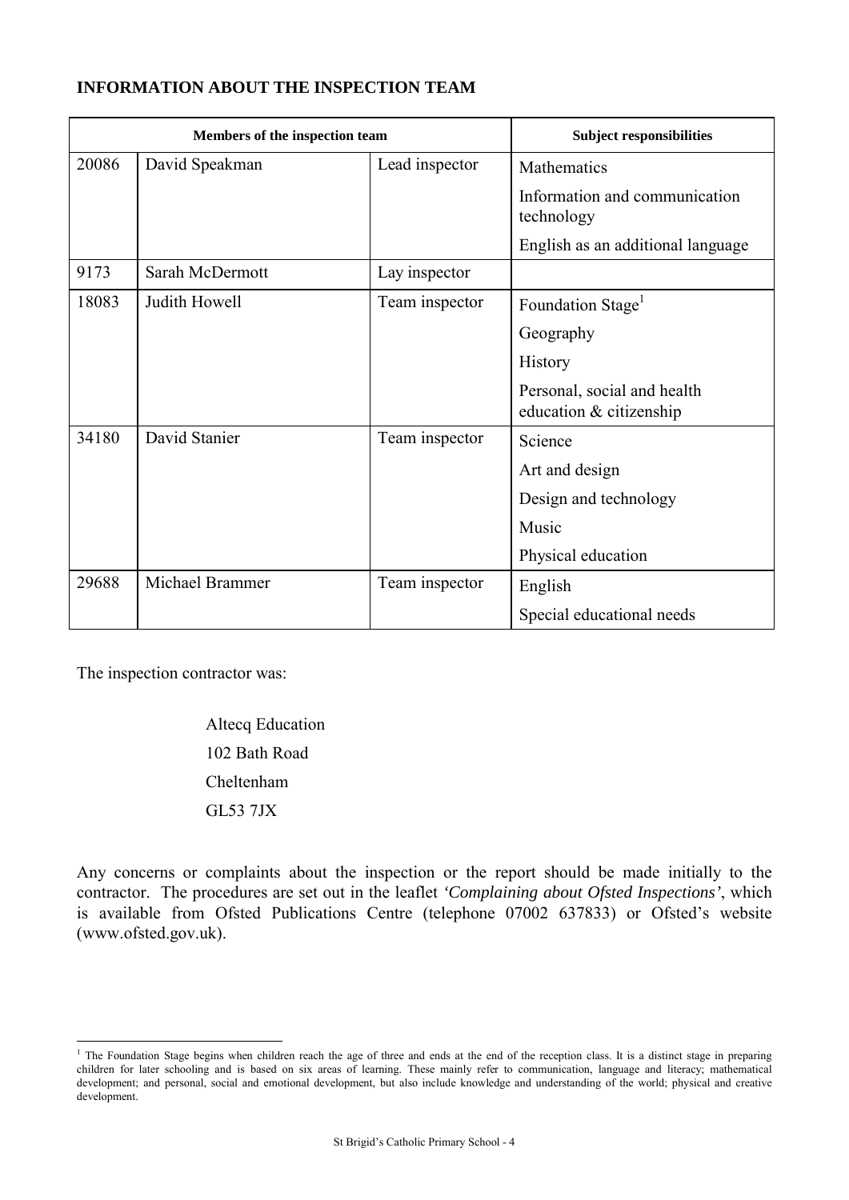**INFORMATION ABOUT THE INSPECTION TEAM**

| Members of the inspection team | | | Subject responsibilities |
|---|---|---|---|
| 20086 | David Speakman | Lead inspector | Mathematics<br>Information and communication technology<br>English as an additional language |
| 9173 | Sarah McDermott | Lay inspector | |
| 18083 | Judith Howell | Team inspector | Foundation Stage[1]<br>Geography<br>History<br>Personal, social and health education & citizenship |
| 34180 | David Stanier | Team inspector | Science<br>Art and design<br>Design and technology<br>Music<br>Physical education |
| 29688 | Michael Brammer | Team inspector | English<br>Special educational needs |

The inspection contractor was:

Altecq Education
102 Bath Road
Cheltenham
GL53 7JX

Any concerns or complaints about the inspection or the report should be made initially to the contractor. The procedures are set out in the leaflet *'Complaining about Ofsted Inspections'*, which is available from Ofsted Publications Centre (telephone 07002 637833) or Ofsted's website (www.ofsted.gov.uk).

[1] The Foundation Stage begins when children reach the age of three and ends at the end of the reception class. It is a distinct stage in preparing children for later schooling and is based on six areas of learning. These mainly refer to communication, language and literacy; mathematical development; and personal, social and emotional development, but also include knowledge and understanding of the world; physical and creative development.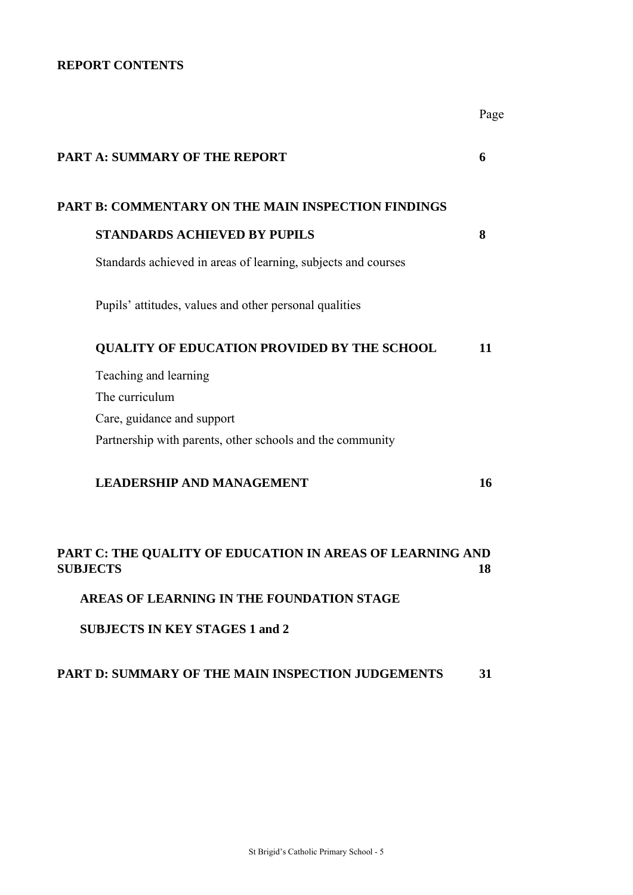**REPORT CONTENTS**

| | Page |
|---|---|
| **PART A: SUMMARY OF THE REPORT** | **6** |
| **PART B: COMMENTARY ON THE MAIN INSPECTION FINDINGS** | |
| **STANDARDS ACHIEVED BY PUPILS** | **8** |
| Standards achieved in areas of learning, subjects and courses | |
| Pupils' attitudes, values and other personal qualities | |
| **QUALITY OF EDUCATION PROVIDED BY THE SCHOOL** | **11** |
| Teaching and learning | |
| The curriculum | |
| Care, guidance and support | |
| Partnership with parents, other schools and the community | |
| **LEADERSHIP AND MANAGEMENT** | **16** |
| **PART C: THE QUALITY OF EDUCATION IN AREAS OF LEARNING AND SUBJECTS** | **18** |
| **AREAS OF LEARNING IN THE FOUNDATION STAGE** | |
| **SUBJECTS IN KEY STAGES 1 and 2** | |
| **PART D: SUMMARY OF THE MAIN INSPECTION JUDGEMENTS** | **31** |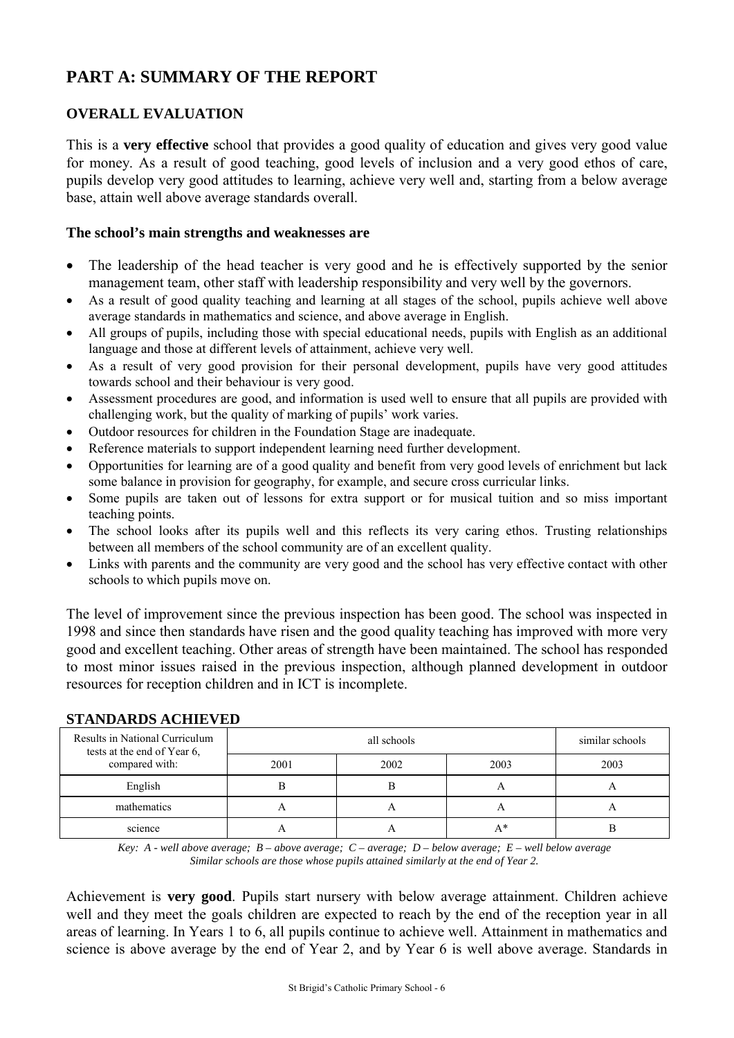# PART A: SUMMARY OF THE REPORT

## OVERALL EVALUATION

This is a **very effective** school that provides a good quality of education and gives very good value for money. As a result of good teaching, good levels of inclusion and a very good ethos of care, pupils develop very good attitudes to learning, achieve very well and, starting from a below average base, attain well above average standards overall.

### The school's main strengths and weaknesses are

- The leadership of the head teacher is very good and he is effectively supported by the senior management team, other staff with leadership responsibility and very well by the governors.
- As a result of good quality teaching and learning at all stages of the school, pupils achieve well above average standards in mathematics and science, and above average in English.
- All groups of pupils, including those with special educational needs, pupils with English as an additional language and those at different levels of attainment, achieve very well.
- As a result of very good provision for their personal development, pupils have very good attitudes towards school and their behaviour is very good.
- Assessment procedures are good, and information is used well to ensure that all pupils are provided with challenging work, but the quality of marking of pupils' work varies.
- Outdoor resources for children in the Foundation Stage are inadequate.
- Reference materials to support independent learning need further development.
- Opportunities for learning are of a good quality and benefit from very good levels of enrichment but lack some balance in provision for geography, for example, and secure cross curricular links.
- Some pupils are taken out of lessons for extra support or for musical tuition and so miss important teaching points.
- The school looks after its pupils well and this reflects its very caring ethos. Trusting relationships between all members of the school community are of an excellent quality.
- Links with parents and the community are very good and the school has very effective contact with other schools to which pupils move on.

The level of improvement since the previous inspection has been good. The school was inspected in 1998 and since then standards have risen and the good quality teaching has improved with more very good and excellent teaching. Other areas of strength have been maintained. The school has responded to most minor issues raised in the previous inspection, although planned development in outdoor resources for reception children and in ICT is incomplete.

## STANDARDS ACHIEVED

| Results in National Curriculum tests at the end of Year 6, compared with: | all schools | | | similar schools |
|---|---|---|---|---|
| | 2001 | 2002 | 2003 | 2003 |
| English | B | B | A | A |
| mathematics | A | A | A | A |
| science | A | A | A* | B |

*Key: A - well above average; B – above average; C – average; D – below average; E – well below average*
*Similar schools are those whose pupils attained similarly at the end of Year 2.*

Achievement is **very good**. Pupils start nursery with below average attainment. Children achieve well and they meet the goals children are expected to reach by the end of the reception year in all areas of learning. In Years 1 to 6, all pupils continue to achieve well. Attainment in mathematics and science is above average by the end of Year 2, and by Year 6 is well above average. Standards in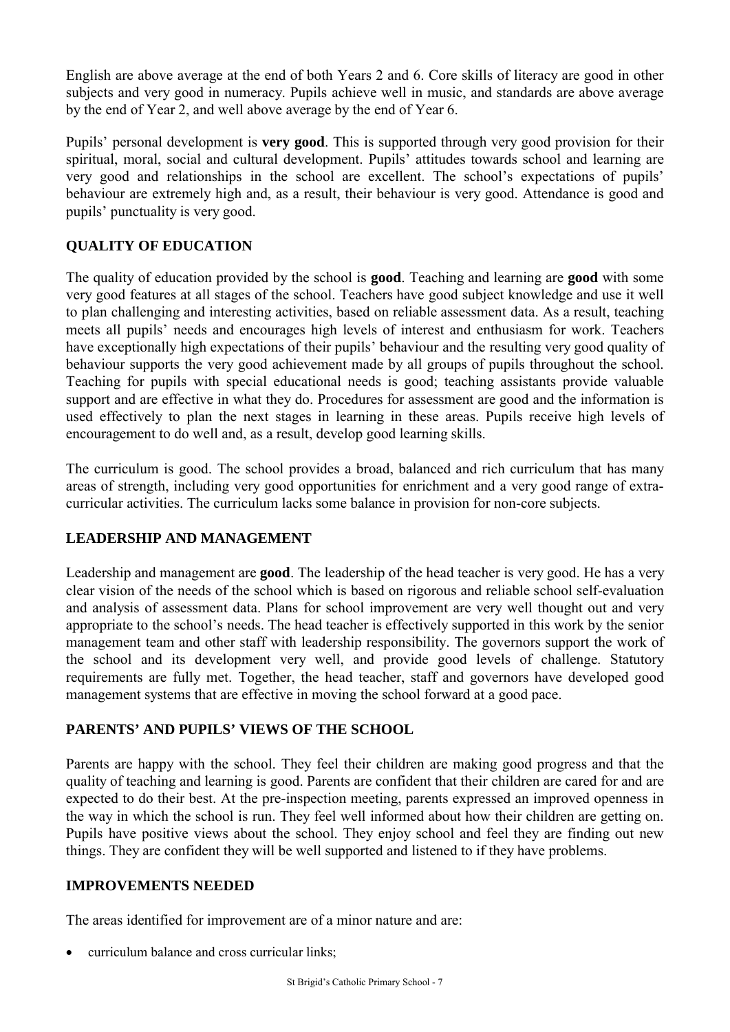English are above average at the end of both Years 2 and 6. Core skills of literacy are good in other subjects and very good in numeracy. Pupils achieve well in music, and standards are above average by the end of Year 2, and well above average by the end of Year 6.

Pupils' personal development is **very good**. This is supported through very good provision for their spiritual, moral, social and cultural development. Pupils' attitudes towards school and learning are very good and relationships in the school are excellent. The school's expectations of pupils' behaviour are extremely high and, as a result, their behaviour is very good. Attendance is good and pupils' punctuality is very good.

## QUALITY OF EDUCATION

The quality of education provided by the school is **good**. Teaching and learning are **good** with some very good features at all stages of the school. Teachers have good subject knowledge and use it well to plan challenging and interesting activities, based on reliable assessment data. As a result, teaching meets all pupils' needs and encourages high levels of interest and enthusiasm for work. Teachers have exceptionally high expectations of their pupils' behaviour and the resulting very good quality of behaviour supports the very good achievement made by all groups of pupils throughout the school. Teaching for pupils with special educational needs is good; teaching assistants provide valuable support and are effective in what they do. Procedures for assessment are good and the information is used effectively to plan the next stages in learning in these areas. Pupils receive high levels of encouragement to do well and, as a result, develop good learning skills.

The curriculum is good. The school provides a broad, balanced and rich curriculum that has many areas of strength, including very good opportunities for enrichment and a very good range of extra-curricular activities. The curriculum lacks some balance in provision for non-core subjects.

## LEADERSHIP AND MANAGEMENT

Leadership and management are **good**. The leadership of the head teacher is very good. He has a very clear vision of the needs of the school which is based on rigorous and reliable school self-evaluation and analysis of assessment data. Plans for school improvement are very well thought out and very appropriate to the school's needs. The head teacher is effectively supported in this work by the senior management team and other staff with leadership responsibility. The governors support the work of the school and its development very well, and provide good levels of challenge. Statutory requirements are fully met. Together, the head teacher, staff and governors have developed good management systems that are effective in moving the school forward at a good pace.

## PARENTS' AND PUPILS' VIEWS OF THE SCHOOL

Parents are happy with the school. They feel their children are making good progress and that the quality of teaching and learning is good. Parents are confident that their children are cared for and are expected to do their best. At the pre-inspection meeting, parents expressed an improved openness in the way in which the school is run. They feel well informed about how their children are getting on. Pupils have positive views about the school. They enjoy school and feel they are finding out new things. They are confident they will be well supported and listened to if they have problems.

## IMPROVEMENTS NEEDED

The areas identified for improvement are of a minor nature and are:

- curriculum balance and cross curricular links;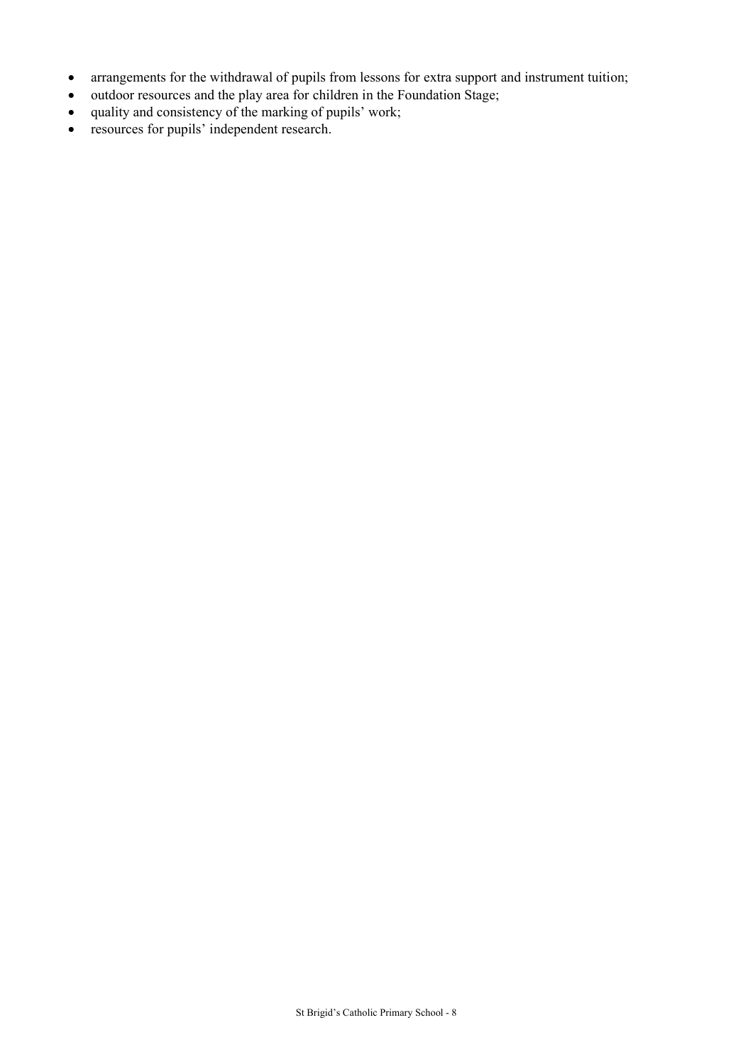- arrangements for the withdrawal of pupils from lessons for extra support and instrument tuition;
- outdoor resources and the play area for children in the Foundation Stage;
- quality and consistency of the marking of pupils' work;
- resources for pupils' independent research.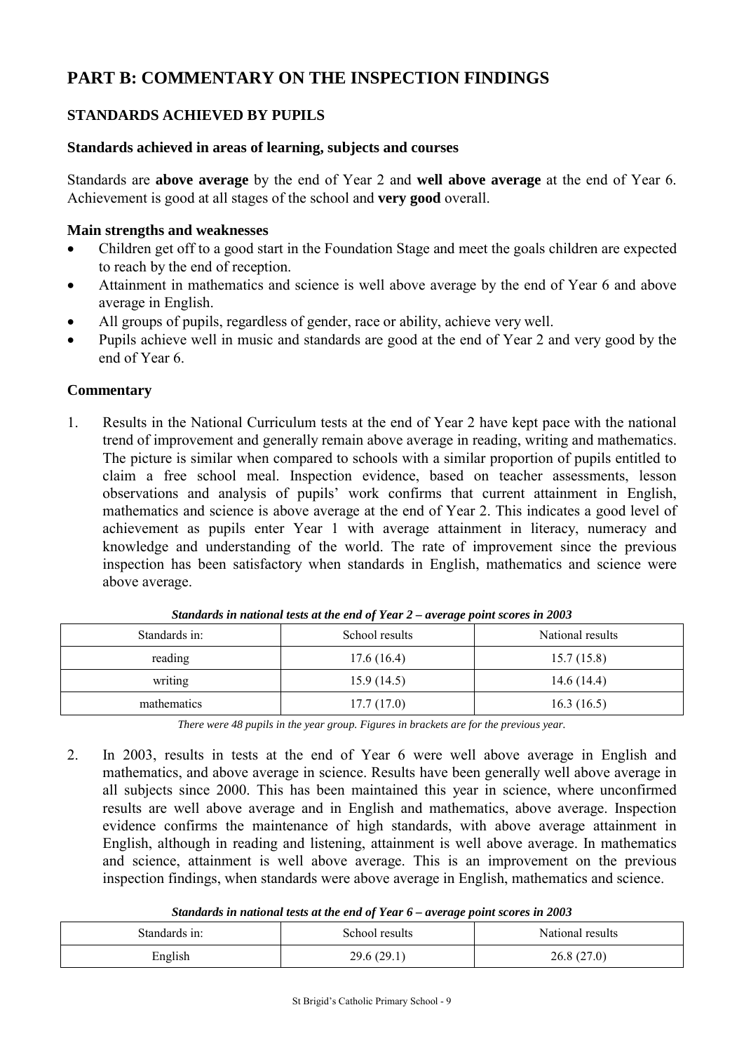# PART B: COMMENTARY ON THE INSPECTION FINDINGS

## STANDARDS ACHIEVED BY PUPILS

### Standards achieved in areas of learning, subjects and courses

Standards are **above average** by the end of Year 2 and **well above average** at the end of Year 6. Achievement is good at all stages of the school and **very good** overall.

**Main strengths and weaknesses**

- Children get off to a good start in the Foundation Stage and meet the goals children are expected to reach by the end of reception.
- Attainment in mathematics and science is well above average by the end of Year 6 and above average in English.
- All groups of pupils, regardless of gender, race or ability, achieve very well.
- Pupils achieve well in music and standards are good at the end of Year 2 and very good by the end of Year 6.

**Commentary**

1. Results in the National Curriculum tests at the end of Year 2 have kept pace with the national trend of improvement and generally remain above average in reading, writing and mathematics. The picture is similar when compared to schools with a similar proportion of pupils entitled to claim a free school meal. Inspection evidence, based on teacher assessments, lesson observations and analysis of pupils' work confirms that current attainment in English, mathematics and science is above average at the end of Year 2. This indicates a good level of achievement as pupils enter Year 1 with average attainment in literacy, numeracy and knowledge and understanding of the world. The rate of improvement since the previous inspection has been satisfactory when standards in English, mathematics and science were above average.

***Standards in national tests at the end of Year 2 – average point scores in 2003***

| Standards in: | School results | National results |
|---|---|---|
| reading | 17.6 (16.4) | 15.7 (15.8) |
| writing | 15.9 (14.5) | 14.6 (14.4) |
| mathematics | 17.7 (17.0) | 16.3 (16.5) |

*There were 48 pupils in the year group. Figures in brackets are for the previous year.*

2. In 2003, results in tests at the end of Year 6 were well above average in English and mathematics, and above average in science. Results have been generally well above average in all subjects since 2000. This has been maintained this year in science, where unconfirmed results are well above average and in English and mathematics, above average. Inspection evidence confirms the maintenance of high standards, with above average attainment in English, although in reading and listening, attainment is well above average. In mathematics and science, attainment is well above average. This is an improvement on the previous inspection findings, when standards were above average in English, mathematics and science.

***Standards in national tests at the end of Year 6 – average point scores in 2003***

| Standards in: | School results | National results |
|---|---|---|
| English | 29.6 (29.1) | 26.8 (27.0) |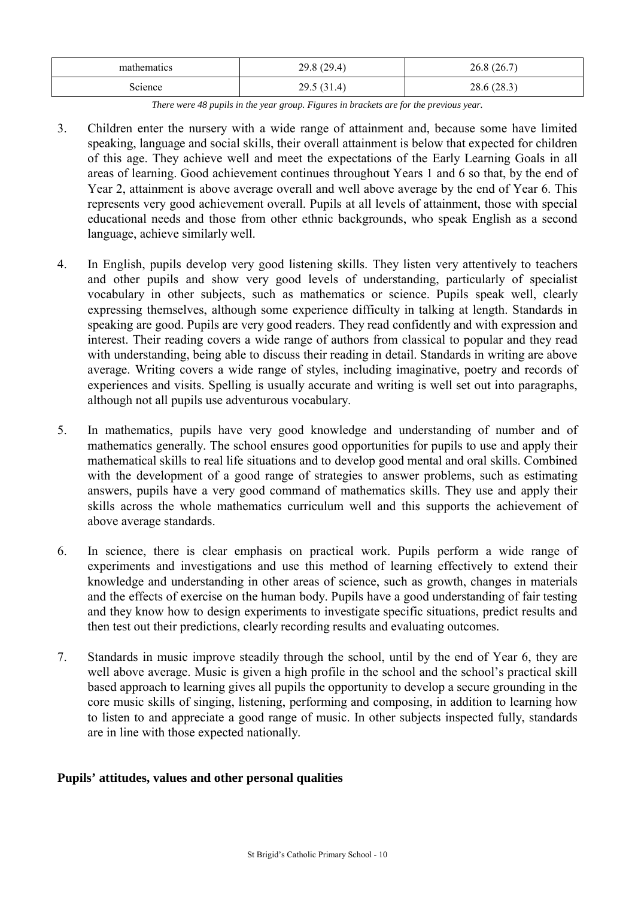| mathematics | 29.8 (29.4) | 26.8 (26.7) |
| --- | --- | --- |
| Science | 29.5 (31.4) | 28.6 (28.3) |

*There were 48 pupils in the year group. Figures in brackets are for the previous year.*

3. Children enter the nursery with a wide range of attainment and, because some have limited speaking, language and social skills, their overall attainment is below that expected for children of this age. They achieve well and meet the expectations of the Early Learning Goals in all areas of learning. Good achievement continues throughout Years 1 and 6 so that, by the end of Year 2, attainment is above average overall and well above average by the end of Year 6. This represents very good achievement overall. Pupils at all levels of attainment, those with special educational needs and those from other ethnic backgrounds, who speak English as a second language, achieve similarly well.

4. In English, pupils develop very good listening skills. They listen very attentively to teachers and other pupils and show very good levels of understanding, particularly of specialist vocabulary in other subjects, such as mathematics or science. Pupils speak well, clearly expressing themselves, although some experience difficulty in talking at length. Standards in speaking are good. Pupils are very good readers. They read confidently and with expression and interest. Their reading covers a wide range of authors from classical to popular and they read with understanding, being able to discuss their reading in detail. Standards in writing are above average. Writing covers a wide range of styles, including imaginative, poetry and records of experiences and visits. Spelling is usually accurate and writing is well set out into paragraphs, although not all pupils use adventurous vocabulary.

5. In mathematics, pupils have very good knowledge and understanding of number and of mathematics generally. The school ensures good opportunities for pupils to use and apply their mathematical skills to real life situations and to develop good mental and oral skills. Combined with the development of a good range of strategies to answer problems, such as estimating answers, pupils have a very good command of mathematics skills. They use and apply their skills across the whole mathematics curriculum well and this supports the achievement of above average standards.

6. In science, there is clear emphasis on practical work. Pupils perform a wide range of experiments and investigations and use this method of learning effectively to extend their knowledge and understanding in other areas of science, such as growth, changes in materials and the effects of exercise on the human body. Pupils have a good understanding of fair testing and they know how to design experiments to investigate specific situations, predict results and then test out their predictions, clearly recording results and evaluating outcomes.

7. Standards in music improve steadily through the school, until by the end of Year 6, they are well above average. Music is given a high profile in the school and the school's practical skill based approach to learning gives all pupils the opportunity to develop a secure grounding in the core music skills of singing, listening, performing and composing, in addition to learning how to listen to and appreciate a good range of music. In other subjects inspected fully, standards are in line with those expected nationally.

**Pupils' attitudes, values and other personal qualities**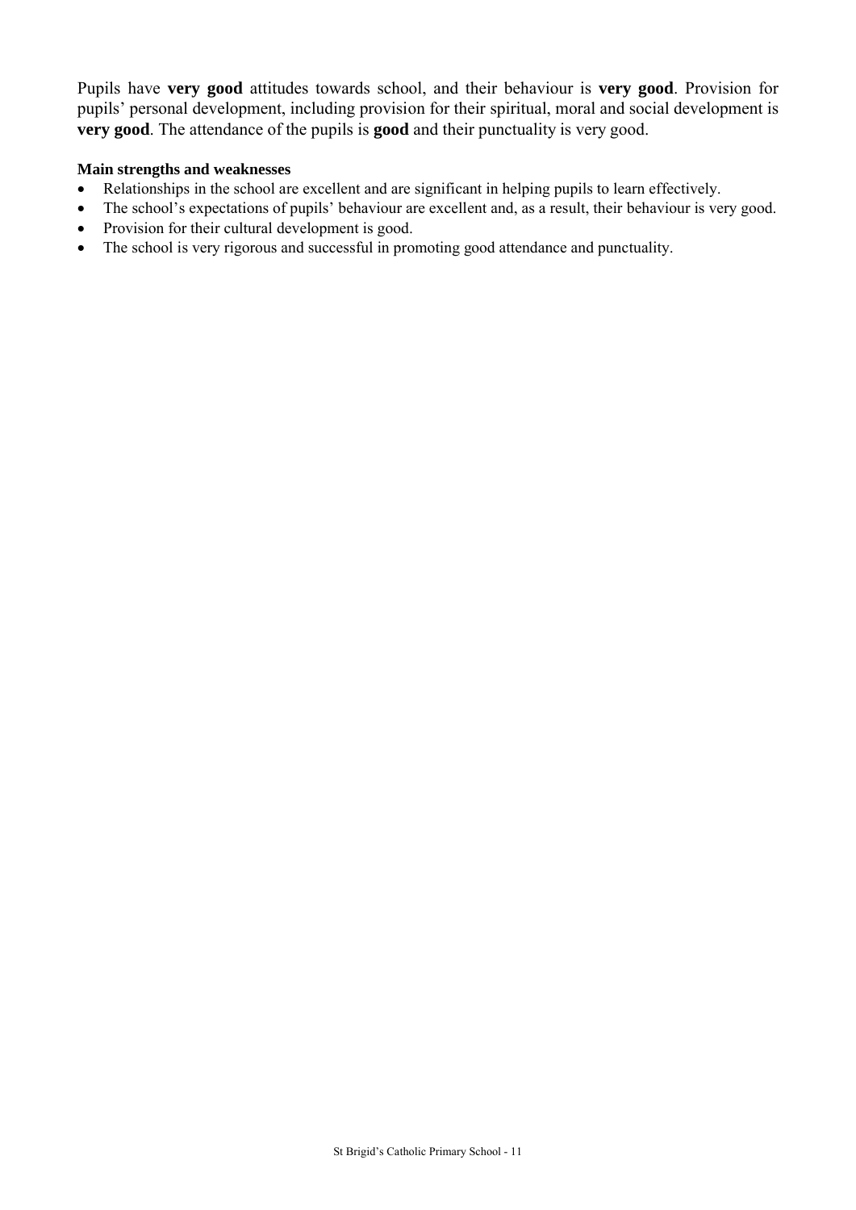Pupils have **very good** attitudes towards school, and their behaviour is **very good**. Provision for pupils' personal development, including provision for their spiritual, moral and social development is **very good**. The attendance of the pupils is **good** and their punctuality is very good.

**Main strengths and weaknesses**

- Relationships in the school are excellent and are significant in helping pupils to learn effectively.
- The school's expectations of pupils' behaviour are excellent and, as a result, their behaviour is very good.
- Provision for their cultural development is good.
- The school is very rigorous and successful in promoting good attendance and punctuality.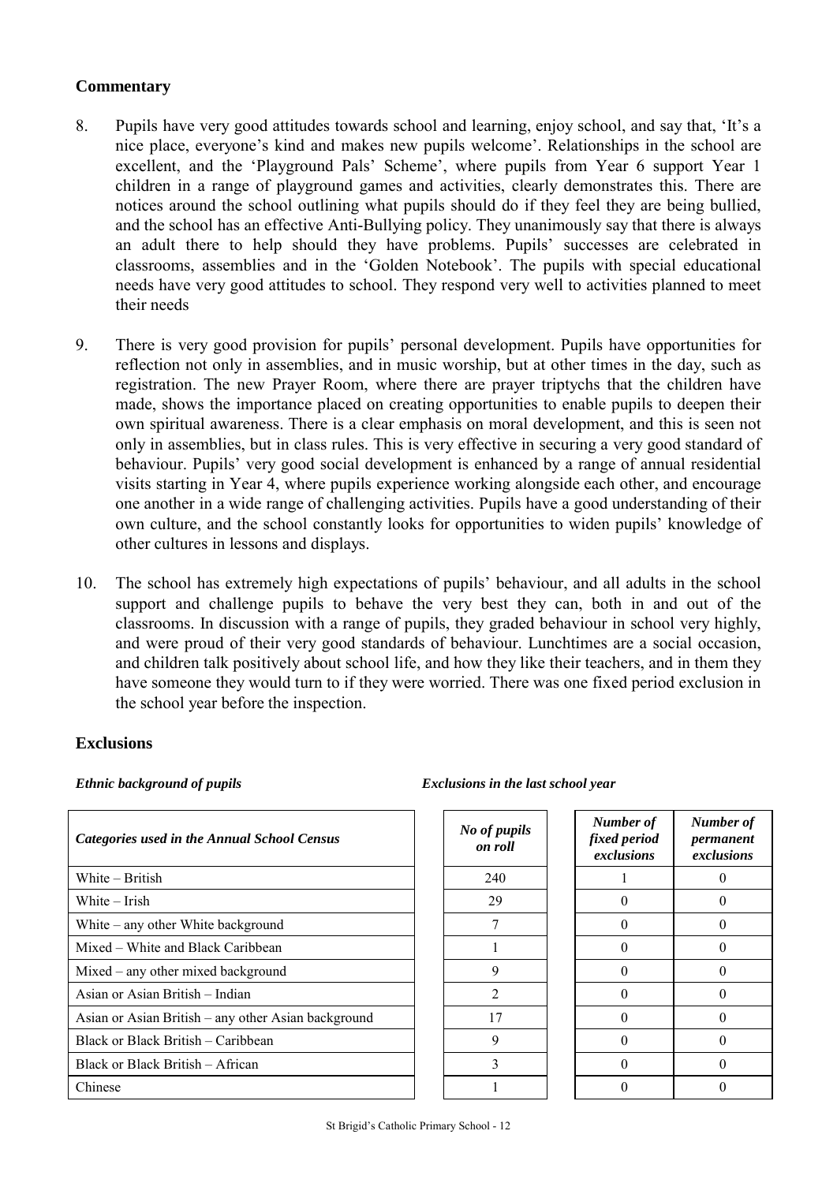### Commentary

8. Pupils have very good attitudes towards school and learning, enjoy school, and say that, 'It's a nice place, everyone's kind and makes new pupils welcome'. Relationships in the school are excellent, and the 'Playground Pals' Scheme', where pupils from Year 6 support Year 1 children in a range of playground games and activities, clearly demonstrates this. There are notices around the school outlining what pupils should do if they feel they are being bullied, and the school has an effective Anti-Bullying policy. They unanimously say that there is always an adult there to help should they have problems. Pupils' successes are celebrated in classrooms, assemblies and in the 'Golden Notebook'. The pupils with special educational needs have very good attitudes to school. They respond very well to activities planned to meet their needs

9. There is very good provision for pupils' personal development. Pupils have opportunities for reflection not only in assemblies, and in music worship, but at other times in the day, such as registration. The new Prayer Room, where there are prayer triptychs that the children have made, shows the importance placed on creating opportunities to enable pupils to deepen their own spiritual awareness. There is a clear emphasis on moral development, and this is seen not only in assemblies, but in class rules. This is very effective in securing a very good standard of behaviour. Pupils' very good social development is enhanced by a range of annual residential visits starting in Year 4, where pupils experience working alongside each other, and encourage one another in a wide range of challenging activities. Pupils have a good understanding of their own culture, and the school constantly looks for opportunities to widen pupils' knowledge of other cultures in lessons and displays.

10. The school has extremely high expectations of pupils' behaviour, and all adults in the school support and challenge pupils to behave the very best they can, both in and out of the classrooms. In discussion with a range of pupils, they graded behaviour in school very highly, and were proud of their very good standards of behaviour. Lunchtimes are a social occasion, and children talk positively about school life, and how they like their teachers, and in them they have someone they would turn to if they were worried. There was one fixed period exclusion in the school year before the inspection.

### Exclusions

*Ethnic background of pupils* | *Exclusions in the last school year*

| *Categories used in the Annual School Census* | *No of pupils on roll* | *Number of fixed period exclusions* | *Number of permanent exclusions* |
|---|---|---|---|
| White – British | 240 | 1 | 0 |
| White – Irish | 29 | 0 | 0 |
| White – any other White background | 7 | 0 | 0 |
| Mixed – White and Black Caribbean | 1 | 0 | 0 |
| Mixed – any other mixed background | 9 | 0 | 0 |
| Asian or Asian British – Indian | 2 | 0 | 0 |
| Asian or Asian British – any other Asian background | 17 | 0 | 0 |
| Black or Black British – Caribbean | 9 | 0 | 0 |
| Black or Black British – African | 3 | 0 | 0 |
| Chinese | 1 | 0 | 0 |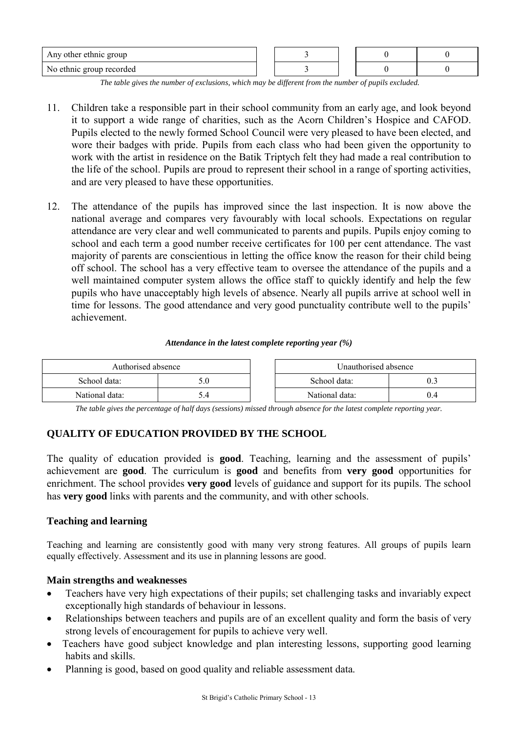| Any other ethnic group | 3 | 0 | 0 |
|---|---|---|---|
| No ethnic group recorded | 3 | 0 | 0 |

*The table gives the number of exclusions, which may be different from the number of pupils excluded.*

11. Children take a responsible part in their school community from an early age, and look beyond it to support a wide range of charities, such as the Acorn Children's Hospice and CAFOD. Pupils elected to the newly formed School Council were very pleased to have been elected, and wore their badges with pride. Pupils from each class who had been given the opportunity to work with the artist in residence on the Batik Triptych felt they had made a real contribution to the life of the school. Pupils are proud to represent their school in a range of sporting activities, and are very pleased to have these opportunities.

12. The attendance of the pupils has improved since the last inspection. It is now above the national average and compares very favourably with local schools. Expectations on regular attendance are very clear and well communicated to parents and pupils. Pupils enjoy coming to school and each term a good number receive certificates for 100 per cent attendance. The vast majority of parents are conscientious in letting the office know the reason for their child being off school. The school has a very effective team to oversee the attendance of the pupils and a well maintained computer system allows the office staff to quickly identify and help the few pupils who have unacceptably high levels of absence. Nearly all pupils arrive at school well in time for lessons. The good attendance and very good punctuality contribute well to the pupils' achievement.

***Attendance in the latest complete reporting year (%)***

| Authorised absence | |
|---|---|
| School data: | 5.0 |
| National data: | 5.4 |

| Unauthorised absence | |
|---|---|
| School data: | 0.3 |
| National data: | 0.4 |

*The table gives the percentage of half days (sessions) missed through absence for the latest complete reporting year.*

## QUALITY OF EDUCATION PROVIDED BY THE SCHOOL

The quality of education provided is **good**. Teaching, learning and the assessment of pupils' achievement are **good**. The curriculum is **good** and benefits from **very good** opportunities for enrichment. The school provides **very good** levels of guidance and support for its pupils. The school has **very good** links with parents and the community, and with other schools.

### Teaching and learning

Teaching and learning are consistently good with many very strong features. All groups of pupils learn equally effectively. Assessment and its use in planning lessons are good.

#### Main strengths and weaknesses

- Teachers have very high expectations of their pupils; set challenging tasks and invariably expect exceptionally high standards of behaviour in lessons.
- Relationships between teachers and pupils are of an excellent quality and form the basis of very strong levels of encouragement for pupils to achieve very well.
- Teachers have good subject knowledge and plan interesting lessons, supporting good learning habits and skills.
- Planning is good, based on good quality and reliable assessment data.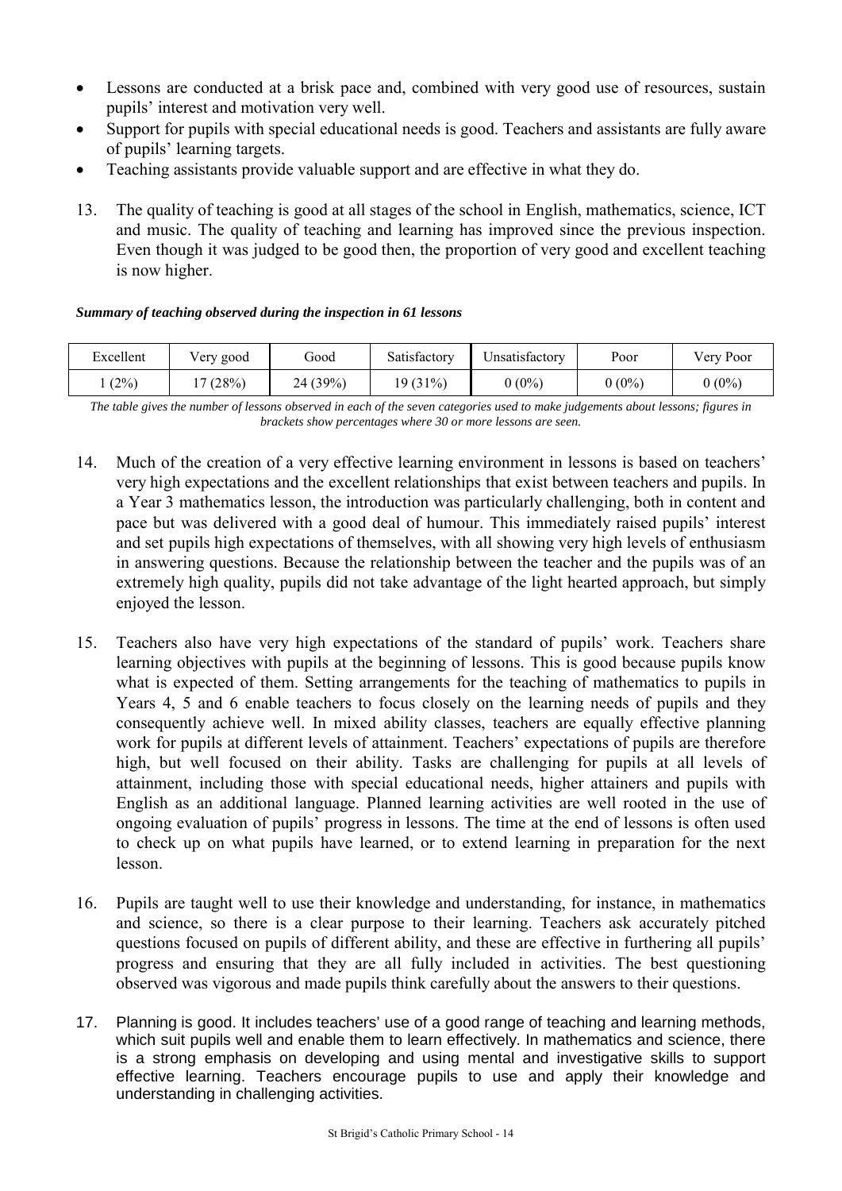- Lessons are conducted at a brisk pace and, combined with very good use of resources, sustain pupils' interest and motivation very well.
- Support for pupils with special educational needs is good. Teachers and assistants are fully aware of pupils' learning targets.
- Teaching assistants provide valuable support and are effective in what they do.

13. The quality of teaching is good at all stages of the school in English, mathematics, science, ICT and music. The quality of teaching and learning has improved since the previous inspection. Even though it was judged to be good then, the proportion of very good and excellent teaching is now higher.

***Summary of teaching observed during the inspection in 61 lessons***

| Excellent | Very good | Good | Satisfactory | Unsatisfactory | Poor | Very Poor |
|---|---|---|---|---|---|---|
| 1 (2%) | 17 (28%) | 24 (39%) | 19 (31%) | 0 (0%) | 0 (0%) | 0 (0%) |

*The table gives the number of lessons observed in each of the seven categories used to make judgements about lessons; figures in brackets show percentages where 30 or more lessons are seen.*

14. Much of the creation of a very effective learning environment in lessons is based on teachers' very high expectations and the excellent relationships that exist between teachers and pupils. In a Year 3 mathematics lesson, the introduction was particularly challenging, both in content and pace but was delivered with a good deal of humour. This immediately raised pupils' interest and set pupils high expectations of themselves, with all showing very high levels of enthusiasm in answering questions. Because the relationship between the teacher and the pupils was of an extremely high quality, pupils did not take advantage of the light hearted approach, but simply enjoyed the lesson.

15. Teachers also have very high expectations of the standard of pupils' work. Teachers share learning objectives with pupils at the beginning of lessons. This is good because pupils know what is expected of them. Setting arrangements for the teaching of mathematics to pupils in Years 4, 5 and 6 enable teachers to focus closely on the learning needs of pupils and they consequently achieve well. In mixed ability classes, teachers are equally effective planning work for pupils at different levels of attainment. Teachers' expectations of pupils are therefore high, but well focused on their ability. Tasks are challenging for pupils at all levels of attainment, including those with special educational needs, higher attainers and pupils with English as an additional language. Planned learning activities are well rooted in the use of ongoing evaluation of pupils' progress in lessons. The time at the end of lessons is often used to check up on what pupils have learned, or to extend learning in preparation for the next lesson.

16. Pupils are taught well to use their knowledge and understanding, for instance, in mathematics and science, so there is a clear purpose to their learning. Teachers ask accurately pitched questions focused on pupils of different ability, and these are effective in furthering all pupils' progress and ensuring that they are all fully included in activities. The best questioning observed was vigorous and made pupils think carefully about the answers to their questions.

17. Planning is good. It includes teachers' use of a good range of teaching and learning methods, which suit pupils well and enable them to learn effectively. In mathematics and science, there is a strong emphasis on developing and using mental and investigative skills to support effective learning. Teachers encourage pupils to use and apply their knowledge and understanding in challenging activities.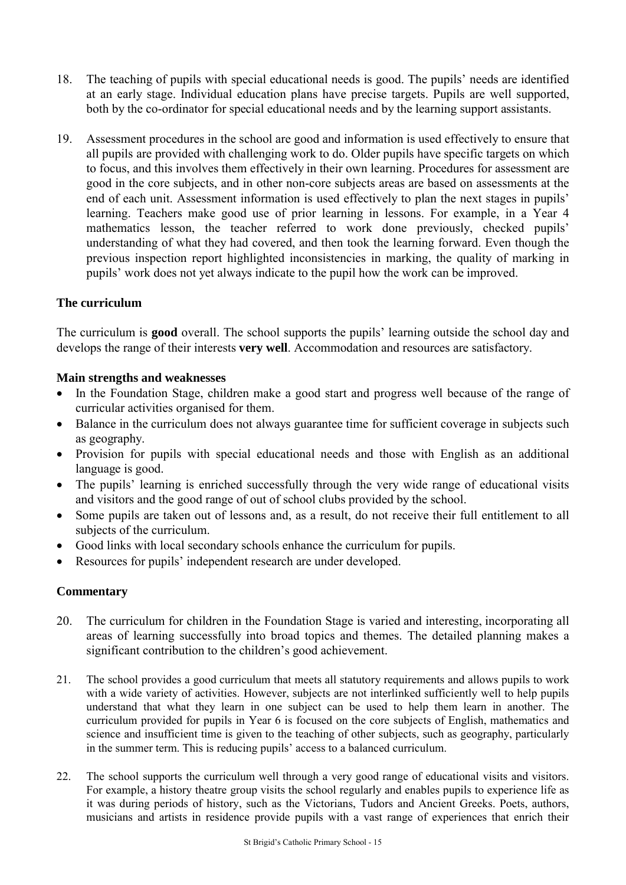18. The teaching of pupils with special educational needs is good. The pupils' needs are identified at an early stage. Individual education plans have precise targets. Pupils are well supported, both by the co-ordinator for special educational needs and by the learning support assistants.

19. Assessment procedures in the school are good and information is used effectively to ensure that all pupils are provided with challenging work to do. Older pupils have specific targets on which to focus, and this involves them effectively in their own learning. Procedures for assessment are good in the core subjects, and in other non-core subjects areas are based on assessments at the end of each unit. Assessment information is used effectively to plan the next stages in pupils' learning. Teachers make good use of prior learning in lessons. For example, in a Year 4 mathematics lesson, the teacher referred to work done previously, checked pupils' understanding of what they had covered, and then took the learning forward. Even though the previous inspection report highlighted inconsistencies in marking, the quality of marking in pupils' work does not yet always indicate to the pupil how the work can be improved.

### The curriculum

The curriculum is **good** overall. The school supports the pupils' learning outside the school day and develops the range of their interests **very well**. Accommodation and resources are satisfactory.

#### Main strengths and weaknesses

- In the Foundation Stage, children make a good start and progress well because of the range of curricular activities organised for them.
- Balance in the curriculum does not always guarantee time for sufficient coverage in subjects such as geography.
- Provision for pupils with special educational needs and those with English as an additional language is good.
- The pupils' learning is enriched successfully through the very wide range of educational visits and visitors and the good range of out of school clubs provided by the school.
- Some pupils are taken out of lessons and, as a result, do not receive their full entitlement to all subjects of the curriculum.
- Good links with local secondary schools enhance the curriculum for pupils.
- Resources for pupils' independent research are under developed.

#### Commentary

20. The curriculum for children in the Foundation Stage is varied and interesting, incorporating all areas of learning successfully into broad topics and themes. The detailed planning makes a significant contribution to the children's good achievement.

21. The school provides a good curriculum that meets all statutory requirements and allows pupils to work with a wide variety of activities. However, subjects are not interlinked sufficiently well to help pupils understand that what they learn in one subject can be used to help them learn in another. The curriculum provided for pupils in Year 6 is focused on the core subjects of English, mathematics and science and insufficient time is given to the teaching of other subjects, such as geography, particularly in the summer term. This is reducing pupils' access to a balanced curriculum.

22. The school supports the curriculum well through a very good range of educational visits and visitors. For example, a history theatre group visits the school regularly and enables pupils to experience life as it was during periods of history, such as the Victorians, Tudors and Ancient Greeks. Poets, authors, musicians and artists in residence provide pupils with a vast range of experiences that enrich their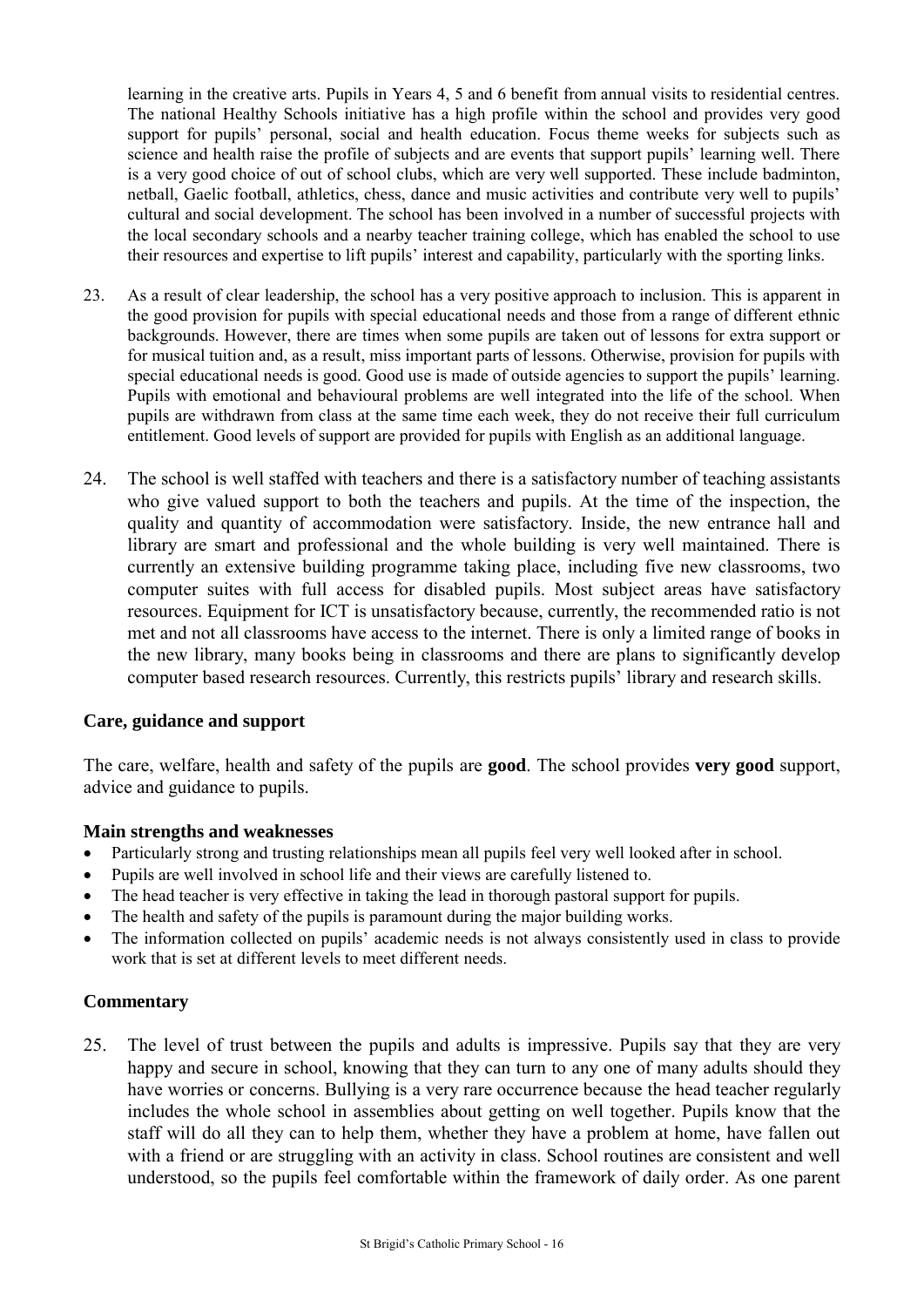learning in the creative arts. Pupils in Years 4, 5 and 6 benefit from annual visits to residential centres. The national Healthy Schools initiative has a high profile within the school and provides very good support for pupils' personal, social and health education. Focus theme weeks for subjects such as science and health raise the profile of subjects and are events that support pupils' learning well. There is a very good choice of out of school clubs, which are very well supported. These include badminton, netball, Gaelic football, athletics, chess, dance and music activities and contribute very well to pupils' cultural and social development. The school has been involved in a number of successful projects with the local secondary schools and a nearby teacher training college, which has enabled the school to use their resources and expertise to lift pupils' interest and capability, particularly with the sporting links.

23. As a result of clear leadership, the school has a very positive approach to inclusion. This is apparent in the good provision for pupils with special educational needs and those from a range of different ethnic backgrounds. However, there are times when some pupils are taken out of lessons for extra support or for musical tuition and, as a result, miss important parts of lessons. Otherwise, provision for pupils with special educational needs is good. Good use is made of outside agencies to support the pupils' learning. Pupils with emotional and behavioural problems are well integrated into the life of the school. When pupils are withdrawn from class at the same time each week, they do not receive their full curriculum entitlement. Good levels of support are provided for pupils with English as an additional language.

24. The school is well staffed with teachers and there is a satisfactory number of teaching assistants who give valued support to both the teachers and pupils. At the time of the inspection, the quality and quantity of accommodation were satisfactory. Inside, the new entrance hall and library are smart and professional and the whole building is very well maintained. There is currently an extensive building programme taking place, including five new classrooms, two computer suites with full access for disabled pupils. Most subject areas have satisfactory resources. Equipment for ICT is unsatisfactory because, currently, the recommended ratio is not met and not all classrooms have access to the internet. There is only a limited range of books in the new library, many books being in classrooms and there are plans to significantly develop computer based research resources. Currently, this restricts pupils' library and research skills.

### Care, guidance and support

The care, welfare, health and safety of the pupils are **good**. The school provides **very good** support, advice and guidance to pupils.

#### Main strengths and weaknesses

- Particularly strong and trusting relationships mean all pupils feel very well looked after in school.
- Pupils are well involved in school life and their views are carefully listened to.
- The head teacher is very effective in taking the lead in thorough pastoral support for pupils.
- The health and safety of the pupils is paramount during the major building works.
- The information collected on pupils' academic needs is not always consistently used in class to provide work that is set at different levels to meet different needs.

#### Commentary

25. The level of trust between the pupils and adults is impressive. Pupils say that they are very happy and secure in school, knowing that they can turn to any one of many adults should they have worries or concerns. Bullying is a very rare occurrence because the head teacher regularly includes the whole school in assemblies about getting on well together. Pupils know that the staff will do all they can to help them, whether they have a problem at home, have fallen out with a friend or are struggling with an activity in class. School routines are consistent and well understood, so the pupils feel comfortable within the framework of daily order. As one parent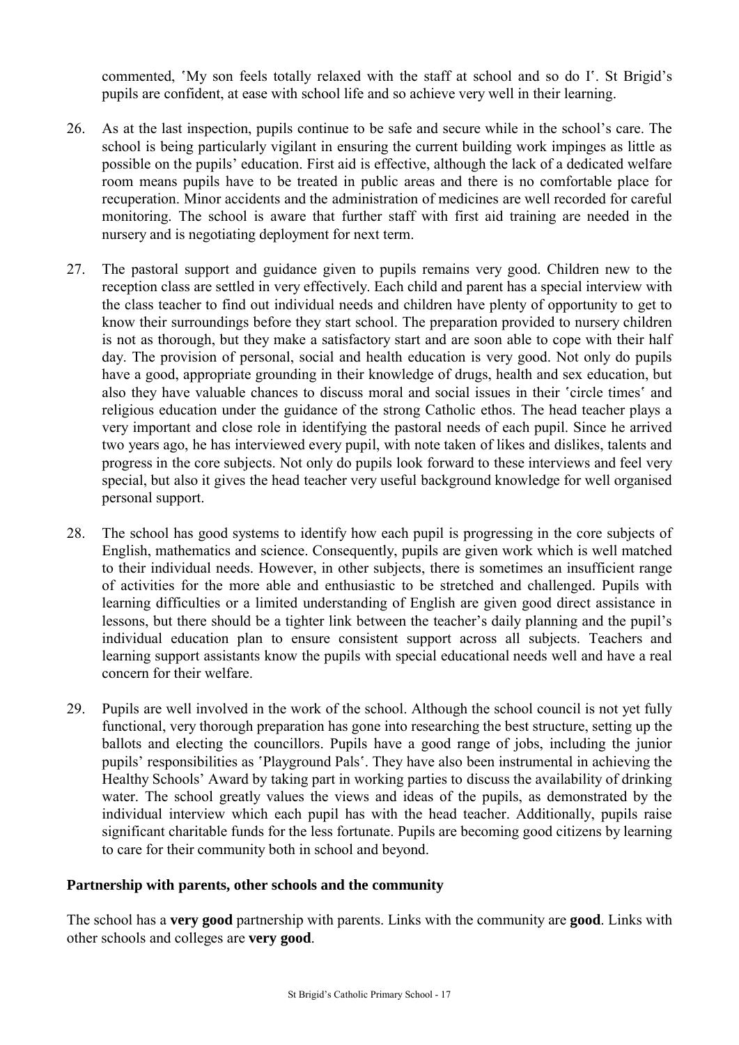commented, 'My son feels totally relaxed with the staff at school and so do I'. St Brigid's pupils are confident, at ease with school life and so achieve very well in their learning.

26. As at the last inspection, pupils continue to be safe and secure while in the school's care. The school is being particularly vigilant in ensuring the current building work impinges as little as possible on the pupils' education. First aid is effective, although the lack of a dedicated welfare room means pupils have to be treated in public areas and there is no comfortable place for recuperation. Minor accidents and the administration of medicines are well recorded for careful monitoring. The school is aware that further staff with first aid training are needed in the nursery and is negotiating deployment for next term.

27. The pastoral support and guidance given to pupils remains very good. Children new to the reception class are settled in very effectively. Each child and parent has a special interview with the class teacher to find out individual needs and children have plenty of opportunity to get to know their surroundings before they start school. The preparation provided to nursery children is not as thorough, but they make a satisfactory start and are soon able to cope with their half day. The provision of personal, social and health education is very good. Not only do pupils have a good, appropriate grounding in their knowledge of drugs, health and sex education, but also they have valuable chances to discuss moral and social issues in their 'circle times' and religious education under the guidance of the strong Catholic ethos. The head teacher plays a very important and close role in identifying the pastoral needs of each pupil. Since he arrived two years ago, he has interviewed every pupil, with note taken of likes and dislikes, talents and progress in the core subjects. Not only do pupils look forward to these interviews and feel very special, but also it gives the head teacher very useful background knowledge for well organised personal support.

28. The school has good systems to identify how each pupil is progressing in the core subjects of English, mathematics and science. Consequently, pupils are given work which is well matched to their individual needs. However, in other subjects, there is sometimes an insufficient range of activities for the more able and enthusiastic to be stretched and challenged. Pupils with learning difficulties or a limited understanding of English are given good direct assistance in lessons, but there should be a tighter link between the teacher's daily planning and the pupil's individual education plan to ensure consistent support across all subjects. Teachers and learning support assistants know the pupils with special educational needs well and have a real concern for their welfare.

29. Pupils are well involved in the work of the school. Although the school council is not yet fully functional, very thorough preparation has gone into researching the best structure, setting up the ballots and electing the councillors. Pupils have a good range of jobs, including the junior pupils' responsibilities as 'Playground Pals'. They have also been instrumental in achieving the Healthy Schools' Award by taking part in working parties to discuss the availability of drinking water. The school greatly values the views and ideas of the pupils, as demonstrated by the individual interview which each pupil has with the head teacher. Additionally, pupils raise significant charitable funds for the less fortunate. Pupils are becoming good citizens by learning to care for their community both in school and beyond.

### Partnership with parents, other schools and the community

The school has a **very good** partnership with parents. Links with the community are **good**. Links with other schools and colleges are **very good**.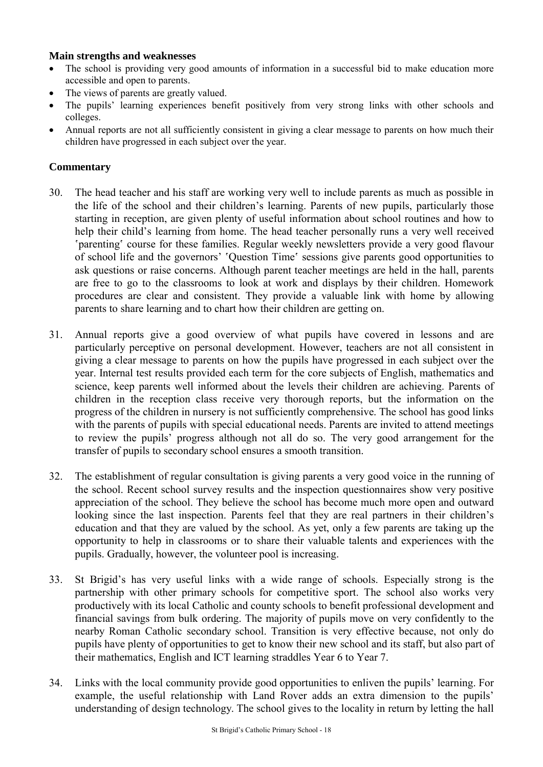### Main strengths and weaknesses

- The school is providing very good amounts of information in a successful bid to make education more accessible and open to parents.
- The views of parents are greatly valued.
- The pupils' learning experiences benefit positively from very strong links with other schools and colleges.
- Annual reports are not all sufficiently consistent in giving a clear message to parents on how much their children have progressed in each subject over the year.

### Commentary

30. The head teacher and his staff are working very well to include parents as much as possible in the life of the school and their children's learning. Parents of new pupils, particularly those starting in reception, are given plenty of useful information about school routines and how to help their child's learning from home. The head teacher personally runs a very well received 'parenting' course for these families. Regular weekly newsletters provide a very good flavour of school life and the governors' 'Question Time' sessions give parents good opportunities to ask questions or raise concerns. Although parent teacher meetings are held in the hall, parents are free to go to the classrooms to look at work and displays by their children. Homework procedures are clear and consistent. They provide a valuable link with home by allowing parents to share learning and to chart how their children are getting on.

31. Annual reports give a good overview of what pupils have covered in lessons and are particularly perceptive on personal development. However, teachers are not all consistent in giving a clear message to parents on how the pupils have progressed in each subject over the year. Internal test results provided each term for the core subjects of English, mathematics and science, keep parents well informed about the levels their children are achieving. Parents of children in the reception class receive very thorough reports, but the information on the progress of the children in nursery is not sufficiently comprehensive. The school has good links with the parents of pupils with special educational needs. Parents are invited to attend meetings to review the pupils' progress although not all do so. The very good arrangement for the transfer of pupils to secondary school ensures a smooth transition.

32. The establishment of regular consultation is giving parents a very good voice in the running of the school. Recent school survey results and the inspection questionnaires show very positive appreciation of the school. They believe the school has become much more open and outward looking since the last inspection. Parents feel that they are real partners in their children's education and that they are valued by the school. As yet, only a few parents are taking up the opportunity to help in classrooms or to share their valuable talents and experiences with the pupils. Gradually, however, the volunteer pool is increasing.

33. St Brigid's has very useful links with a wide range of schools. Especially strong is the partnership with other primary schools for competitive sport. The school also works very productively with its local Catholic and county schools to benefit professional development and financial savings from bulk ordering. The majority of pupils move on very confidently to the nearby Roman Catholic secondary school. Transition is very effective because, not only do pupils have plenty of opportunities to get to know their new school and its staff, but also part of their mathematics, English and ICT learning straddles Year 6 to Year 7.

34. Links with the local community provide good opportunities to enliven the pupils' learning. For example, the useful relationship with Land Rover adds an extra dimension to the pupils' understanding of design technology. The school gives to the locality in return by letting the hall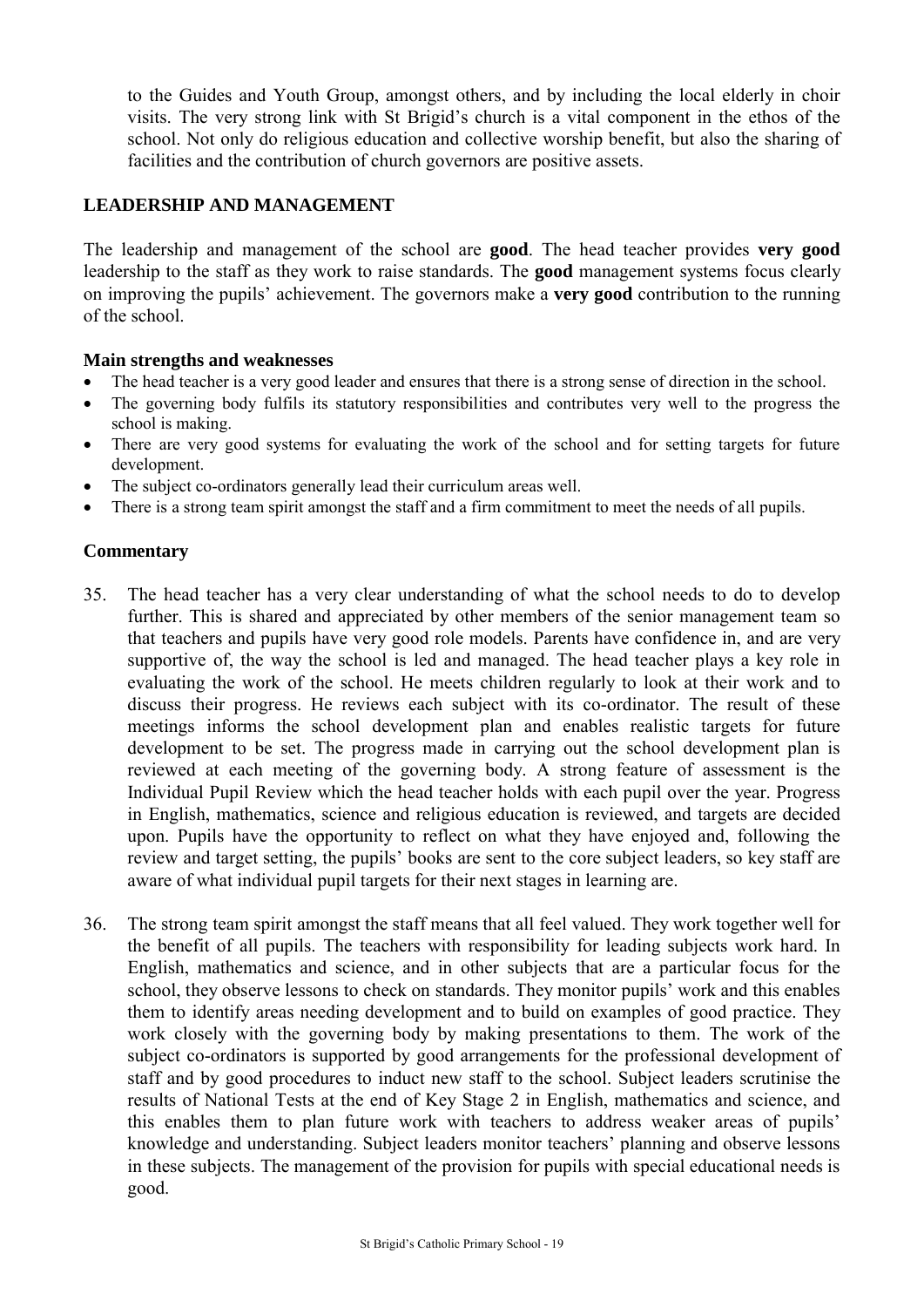to the Guides and Youth Group, amongst others, and by including the local elderly in choir visits. The very strong link with St Brigid's church is a vital component in the ethos of the school. Not only do religious education and collective worship benefit, but also the sharing of facilities and the contribution of church governors are positive assets.

## LEADERSHIP AND MANAGEMENT

The leadership and management of the school are **good**. The head teacher provides **very good** leadership to the staff as they work to raise standards. The **good** management systems focus clearly on improving the pupils' achievement. The governors make a **very good** contribution to the running of the school.

### Main strengths and weaknesses

- The head teacher is a very good leader and ensures that there is a strong sense of direction in the school.
- The governing body fulfils its statutory responsibilities and contributes very well to the progress the school is making.
- There are very good systems for evaluating the work of the school and for setting targets for future development.
- The subject co-ordinators generally lead their curriculum areas well.
- There is a strong team spirit amongst the staff and a firm commitment to meet the needs of all pupils.

### Commentary

35. The head teacher has a very clear understanding of what the school needs to do to develop further. This is shared and appreciated by other members of the senior management team so that teachers and pupils have very good role models. Parents have confidence in, and are very supportive of, the way the school is led and managed. The head teacher plays a key role in evaluating the work of the school. He meets children regularly to look at their work and to discuss their progress. He reviews each subject with its co-ordinator. The result of these meetings informs the school development plan and enables realistic targets for future development to be set. The progress made in carrying out the school development plan is reviewed at each meeting of the governing body. A strong feature of assessment is the Individual Pupil Review which the head teacher holds with each pupil over the year. Progress in English, mathematics, science and religious education is reviewed, and targets are decided upon. Pupils have the opportunity to reflect on what they have enjoyed and, following the review and target setting, the pupils' books are sent to the core subject leaders, so key staff are aware of what individual pupil targets for their next stages in learning are.

36. The strong team spirit amongst the staff means that all feel valued. They work together well for the benefit of all pupils. The teachers with responsibility for leading subjects work hard. In English, mathematics and science, and in other subjects that are a particular focus for the school, they observe lessons to check on standards. They monitor pupils' work and this enables them to identify areas needing development and to build on examples of good practice. They work closely with the governing body by making presentations to them. The work of the subject co-ordinators is supported by good arrangements for the professional development of staff and by good procedures to induct new staff to the school. Subject leaders scrutinise the results of National Tests at the end of Key Stage 2 in English, mathematics and science, and this enables them to plan future work with teachers to address weaker areas of pupils' knowledge and understanding. Subject leaders monitor teachers' planning and observe lessons in these subjects. The management of the provision for pupils with special educational needs is good.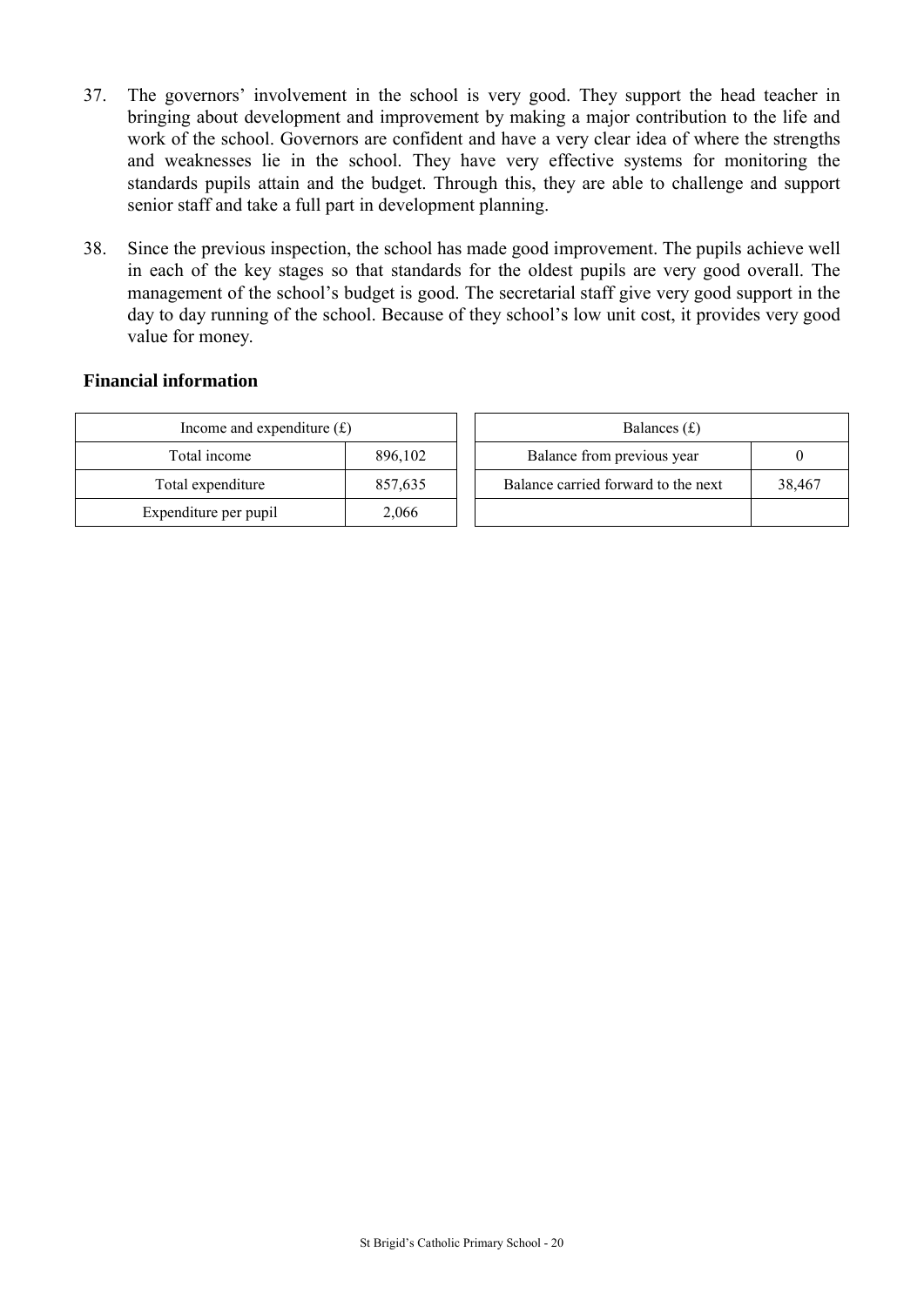37. The governors' involvement in the school is very good. They support the head teacher in bringing about development and improvement by making a major contribution to the life and work of the school. Governors are confident and have a very clear idea of where the strengths and weaknesses lie in the school. They have very effective systems for monitoring the standards pupils attain and the budget. Through this, they are able to challenge and support senior staff and take a full part in development planning.

38. Since the previous inspection, the school has made good improvement. The pupils achieve well in each of the key stages so that standards for the oldest pupils are very good overall. The management of the school's budget is good. The secretarial staff give very good support in the day to day running of the school. Because of they school's low unit cost, it provides very good value for money.

**Financial information**

| Income and expenditure (£) | |
|---|---|
| Total income | 896,102 |
| Total expenditure | 857,635 |
| Expenditure per pupil | 2,066 |

| Balances (£) | |
|---|---|
| Balance from previous year | 0 |
| Balance carried forward to the next | 38,467 |
| | |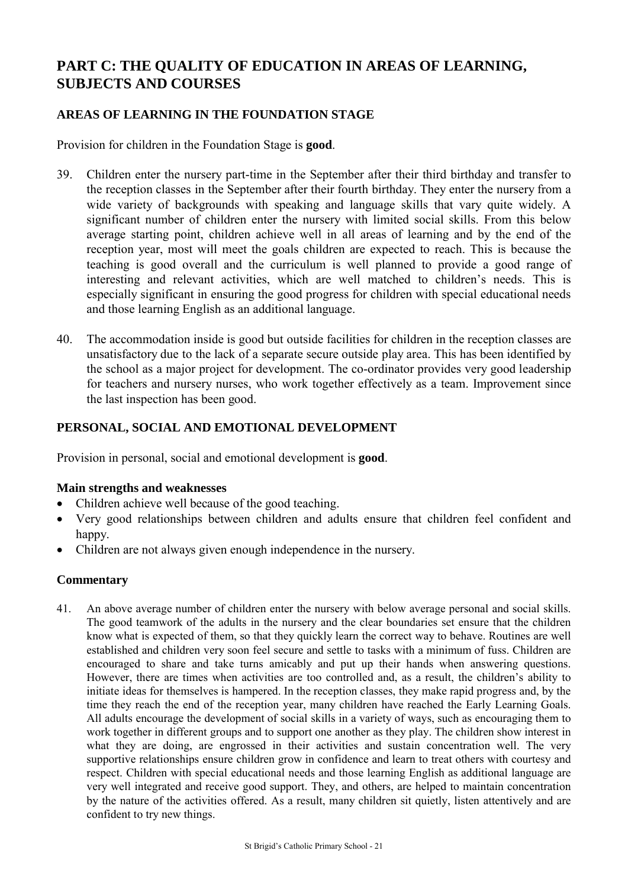## PART C: THE QUALITY OF EDUCATION IN AREAS OF LEARNING, SUBJECTS AND COURSES

### AREAS OF LEARNING IN THE FOUNDATION STAGE

Provision for children in the Foundation Stage is **good**.

39. Children enter the nursery part-time in the September after their third birthday and transfer to the reception classes in the September after their fourth birthday. They enter the nursery from a wide variety of backgrounds with speaking and language skills that vary quite widely. A significant number of children enter the nursery with limited social skills. From this below average starting point, children achieve well in all areas of learning and by the end of the reception year, most will meet the goals children are expected to reach. This is because the teaching is good overall and the curriculum is well planned to provide a good range of interesting and relevant activities, which are well matched to children's needs. This is especially significant in ensuring the good progress for children with special educational needs and those learning English as an additional language.

40. The accommodation inside is good but outside facilities for children in the reception classes are unsatisfactory due to the lack of a separate secure outside play area. This has been identified by the school as a major project for development. The co-ordinator provides very good leadership for teachers and nursery nurses, who work together effectively as a team. Improvement since the last inspection has been good.

### PERSONAL, SOCIAL AND EMOTIONAL DEVELOPMENT

Provision in personal, social and emotional development is **good**.

#### Main strengths and weaknesses

- Children achieve well because of the good teaching.
- Very good relationships between children and adults ensure that children feel confident and happy.
- Children are not always given enough independence in the nursery.

#### Commentary

41. An above average number of children enter the nursery with below average personal and social skills. The good teamwork of the adults in the nursery and the clear boundaries set ensure that the children know what is expected of them, so that they quickly learn the correct way to behave. Routines are well established and children very soon feel secure and settle to tasks with a minimum of fuss. Children are encouraged to share and take turns amicably and put up their hands when answering questions. However, there are times when activities are too controlled and, as a result, the children's ability to initiate ideas for themselves is hampered. In the reception classes, they make rapid progress and, by the time they reach the end of the reception year, many children have reached the Early Learning Goals. All adults encourage the development of social skills in a variety of ways, such as encouraging them to work together in different groups and to support one another as they play. The children show interest in what they are doing, are engrossed in their activities and sustain concentration well. The very supportive relationships ensure children grow in confidence and learn to treat others with courtesy and respect. Children with special educational needs and those learning English as additional language are very well integrated and receive good support. They, and others, are helped to maintain concentration by the nature of the activities offered. As a result, many children sit quietly, listen attentively and are confident to try new things.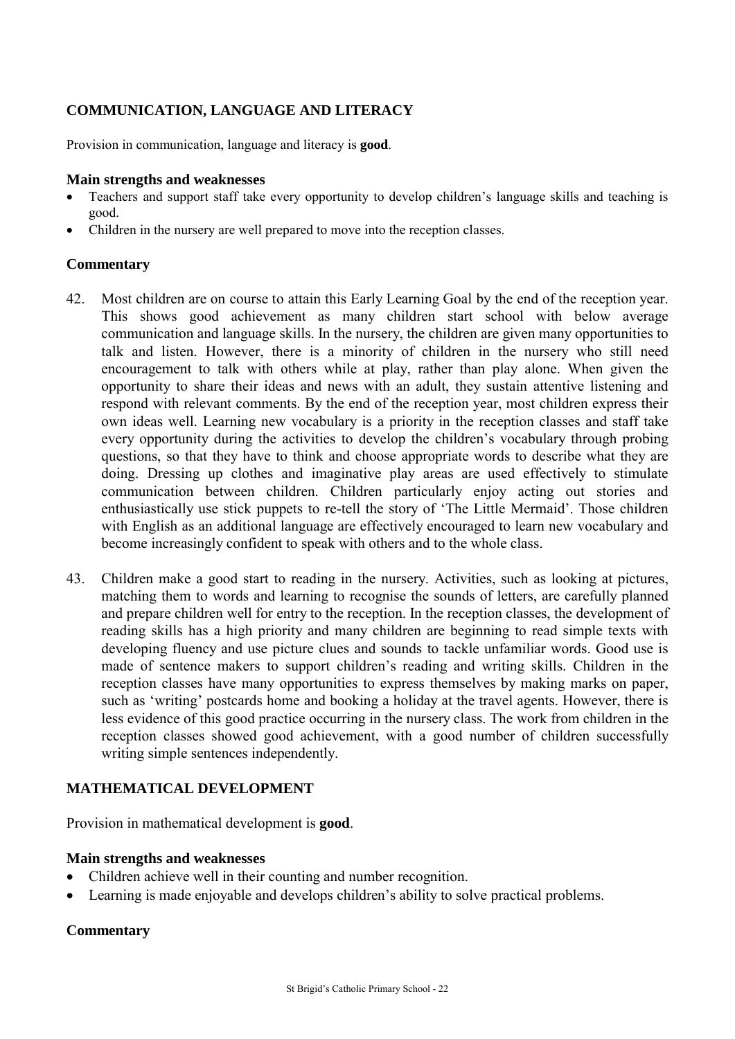### COMMUNICATION, LANGUAGE AND LITERACY

Provision in communication, language and literacy is **good**.

**Main strengths and weaknesses**

- Teachers and support staff take every opportunity to develop children's language skills and teaching is good.
- Children in the nursery are well prepared to move into the reception classes.

**Commentary**

42. Most children are on course to attain this Early Learning Goal by the end of the reception year. This shows good achievement as many children start school with below average communication and language skills. In the nursery, the children are given many opportunities to talk and listen. However, there is a minority of children in the nursery who still need encouragement to talk with others while at play, rather than play alone. When given the opportunity to share their ideas and news with an adult, they sustain attentive listening and respond with relevant comments. By the end of the reception year, most children express their own ideas well. Learning new vocabulary is a priority in the reception classes and staff take every opportunity during the activities to develop the children's vocabulary through probing questions, so that they have to think and choose appropriate words to describe what they are doing. Dressing up clothes and imaginative play areas are used effectively to stimulate communication between children. Children particularly enjoy acting out stories and enthusiastically use stick puppets to re-tell the story of 'The Little Mermaid'. Those children with English as an additional language are effectively encouraged to learn new vocabulary and become increasingly confident to speak with others and to the whole class.

43. Children make a good start to reading in the nursery. Activities, such as looking at pictures, matching them to words and learning to recognise the sounds of letters, are carefully planned and prepare children well for entry to the reception. In the reception classes, the development of reading skills has a high priority and many children are beginning to read simple texts with developing fluency and use picture clues and sounds to tackle unfamiliar words. Good use is made of sentence makers to support children's reading and writing skills. Children in the reception classes have many opportunities to express themselves by making marks on paper, such as 'writing' postcards home and booking a holiday at the travel agents. However, there is less evidence of this good practice occurring in the nursery class. The work from children in the reception classes showed good achievement, with a good number of children successfully writing simple sentences independently.

### MATHEMATICAL DEVELOPMENT

Provision in mathematical development is **good**.

**Main strengths and weaknesses**

- Children achieve well in their counting and number recognition.
- Learning is made enjoyable and develops children's ability to solve practical problems.

**Commentary**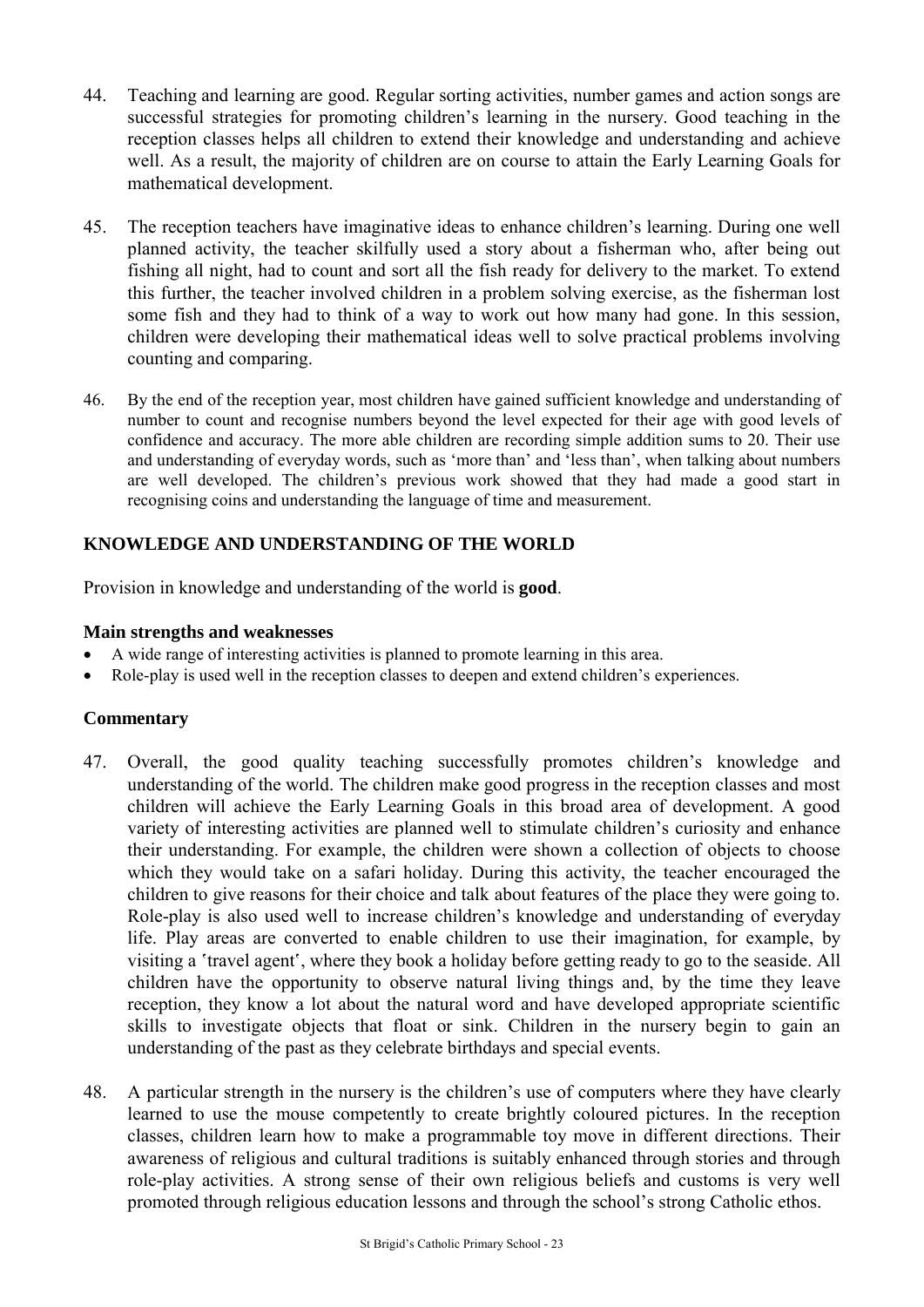44. Teaching and learning are good. Regular sorting activities, number games and action songs are successful strategies for promoting children's learning in the nursery. Good teaching in the reception classes helps all children to extend their knowledge and understanding and achieve well. As a result, the majority of children are on course to attain the Early Learning Goals for mathematical development.

45. The reception teachers have imaginative ideas to enhance children's learning. During one well planned activity, the teacher skilfully used a story about a fisherman who, after being out fishing all night, had to count and sort all the fish ready for delivery to the market. To extend this further, the teacher involved children in a problem solving exercise, as the fisherman lost some fish and they had to think of a way to work out how many had gone. In this session, children were developing their mathematical ideas well to solve practical problems involving counting and comparing.

46. By the end of the reception year, most children have gained sufficient knowledge and understanding of number to count and recognise numbers beyond the level expected for their age with good levels of confidence and accuracy. The more able children are recording simple addition sums to 20. Their use and understanding of everyday words, such as 'more than' and 'less than', when talking about numbers are well developed. The children's previous work showed that they had made a good start in recognising coins and understanding the language of time and measurement.

## KNOWLEDGE AND UNDERSTANDING OF THE WORLD

Provision in knowledge and understanding of the world is **good**.

### Main strengths and weaknesses

- A wide range of interesting activities is planned to promote learning in this area.
- Role-play is used well in the reception classes to deepen and extend children's experiences.

### Commentary

47. Overall, the good quality teaching successfully promotes children's knowledge and understanding of the world. The children make good progress in the reception classes and most children will achieve the Early Learning Goals in this broad area of development. A good variety of interesting activities are planned well to stimulate children's curiosity and enhance their understanding. For example, the children were shown a collection of objects to choose which they would take on a safari holiday. During this activity, the teacher encouraged the children to give reasons for their choice and talk about features of the place they were going to. Role-play is also used well to increase children's knowledge and understanding of everyday life. Play areas are converted to enable children to use their imagination, for example, by visiting a 'travel agent', where they book a holiday before getting ready to go to the seaside. All children have the opportunity to observe natural living things and, by the time they leave reception, they know a lot about the natural word and have developed appropriate scientific skills to investigate objects that float or sink. Children in the nursery begin to gain an understanding of the past as they celebrate birthdays and special events.

48. A particular strength in the nursery is the children's use of computers where they have clearly learned to use the mouse competently to create brightly coloured pictures. In the reception classes, children learn how to make a programmable toy move in different directions. Their awareness of religious and cultural traditions is suitably enhanced through stories and through role-play activities. A strong sense of their own religious beliefs and customs is very well promoted through religious education lessons and through the school's strong Catholic ethos.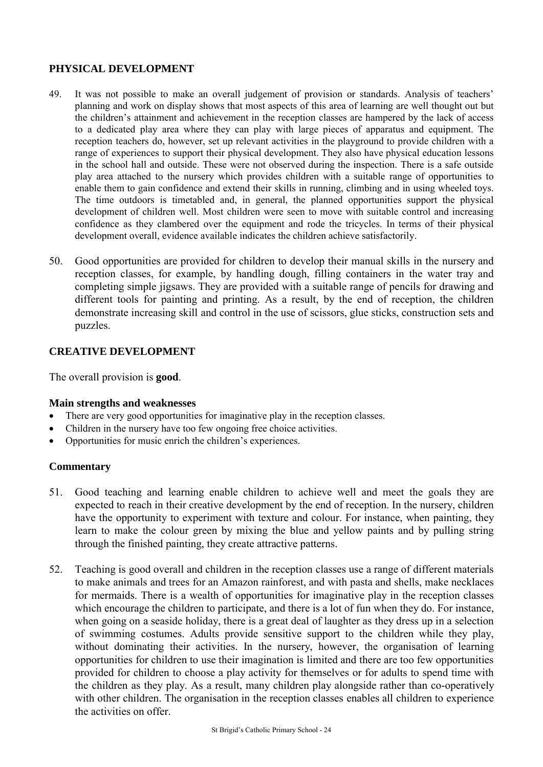## PHYSICAL DEVELOPMENT

49. It was not possible to make an overall judgement of provision or standards. Analysis of teachers' planning and work on display shows that most aspects of this area of learning are well thought out but the children's attainment and achievement in the reception classes are hampered by the lack of access to a dedicated play area where they can play with large pieces of apparatus and equipment. The reception teachers do, however, set up relevant activities in the playground to provide children with a range of experiences to support their physical development. They also have physical education lessons in the school hall and outside. These were not observed during the inspection. There is a safe outside play area attached to the nursery which provides children with a suitable range of opportunities to enable them to gain confidence and extend their skills in running, climbing and in using wheeled toys. The time outdoors is timetabled and, in general, the planned opportunities support the physical development of children well. Most children were seen to move with suitable control and increasing confidence as they clambered over the equipment and rode the tricycles. In terms of their physical development overall, evidence available indicates the children achieve satisfactorily.

50. Good opportunities are provided for children to develop their manual skills in the nursery and reception classes, for example, by handling dough, filling containers in the water tray and completing simple jigsaws. They are provided with a suitable range of pencils for drawing and different tools for painting and printing. As a result, by the end of reception, the children demonstrate increasing skill and control in the use of scissors, glue sticks, construction sets and puzzles.

## CREATIVE DEVELOPMENT

The overall provision is **good**.

### Main strengths and weaknesses

- There are very good opportunities for imaginative play in the reception classes.
- Children in the nursery have too few ongoing free choice activities.
- Opportunities for music enrich the children's experiences.

### Commentary

51. Good teaching and learning enable children to achieve well and meet the goals they are expected to reach in their creative development by the end of reception. In the nursery, children have the opportunity to experiment with texture and colour. For instance, when painting, they learn to make the colour green by mixing the blue and yellow paints and by pulling string through the finished painting, they create attractive patterns.

52. Teaching is good overall and children in the reception classes use a range of different materials to make animals and trees for an Amazon rainforest, and with pasta and shells, make necklaces for mermaids. There is a wealth of opportunities for imaginative play in the reception classes which encourage the children to participate, and there is a lot of fun when they do. For instance, when going on a seaside holiday, there is a great deal of laughter as they dress up in a selection of swimming costumes. Adults provide sensitive support to the children while they play, without dominating their activities. In the nursery, however, the organisation of learning opportunities for children to use their imagination is limited and there are too few opportunities provided for children to choose a play activity for themselves or for adults to spend time with the children as they play. As a result, many children play alongside rather than co-operatively with other children. The organisation in the reception classes enables all children to experience the activities on offer.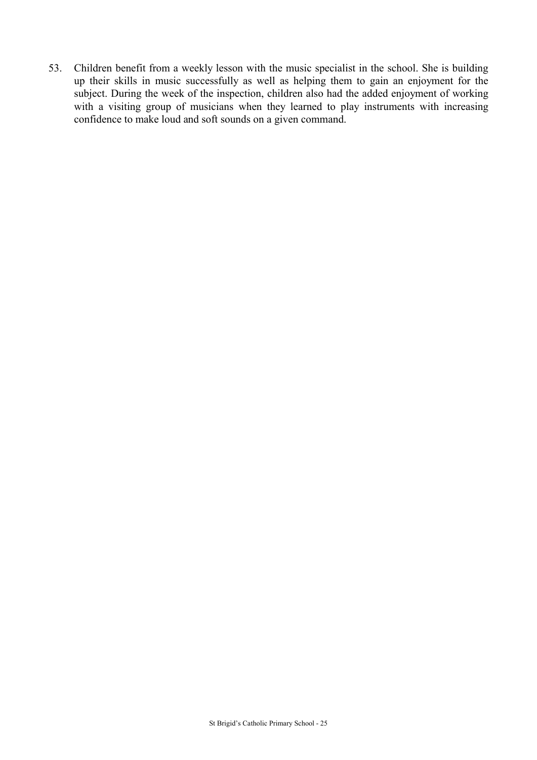53. Children benefit from a weekly lesson with the music specialist in the school. She is building up their skills in music successfully as well as helping them to gain an enjoyment for the subject. During the week of the inspection, children also had the added enjoyment of working with a visiting group of musicians when they learned to play instruments with increasing confidence to make loud and soft sounds on a given command.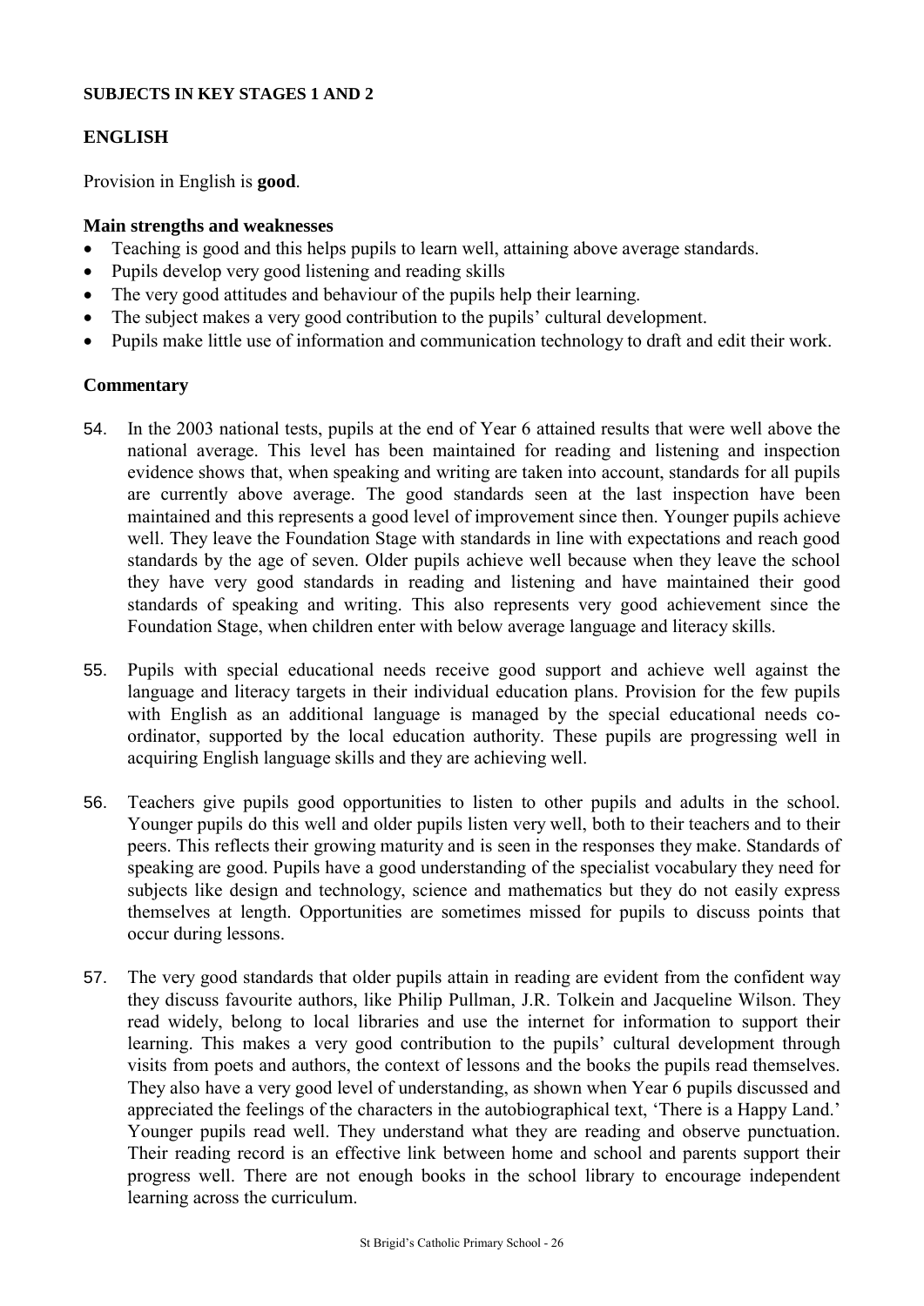**SUBJECTS IN KEY STAGES 1 AND 2**

## ENGLISH

Provision in English is **good**.

### Main strengths and weaknesses

- Teaching is good and this helps pupils to learn well, attaining above average standards.
- Pupils develop very good listening and reading skills
- The very good attitudes and behaviour of the pupils help their learning.
- The subject makes a very good contribution to the pupils' cultural development.
- Pupils make little use of information and communication technology to draft and edit their work.

### Commentary

54. In the 2003 national tests, pupils at the end of Year 6 attained results that were well above the national average. This level has been maintained for reading and listening and inspection evidence shows that, when speaking and writing are taken into account, standards for all pupils are currently above average. The good standards seen at the last inspection have been maintained and this represents a good level of improvement since then. Younger pupils achieve well. They leave the Foundation Stage with standards in line with expectations and reach good standards by the age of seven. Older pupils achieve well because when they leave the school they have very good standards in reading and listening and have maintained their good standards of speaking and writing. This also represents very good achievement since the Foundation Stage, when children enter with below average language and literacy skills.

55. Pupils with special educational needs receive good support and achieve well against the language and literacy targets in their individual education plans. Provision for the few pupils with English as an additional language is managed by the special educational needs co-ordinator, supported by the local education authority. These pupils are progressing well in acquiring English language skills and they are achieving well.

56. Teachers give pupils good opportunities to listen to other pupils and adults in the school. Younger pupils do this well and older pupils listen very well, both to their teachers and to their peers. This reflects their growing maturity and is seen in the responses they make. Standards of speaking are good. Pupils have a good understanding of the specialist vocabulary they need for subjects like design and technology, science and mathematics but they do not easily express themselves at length. Opportunities are sometimes missed for pupils to discuss points that occur during lessons.

57. The very good standards that older pupils attain in reading are evident from the confident way they discuss favourite authors, like Philip Pullman, J.R. Tolkein and Jacqueline Wilson. They read widely, belong to local libraries and use the internet for information to support their learning. This makes a very good contribution to the pupils' cultural development through visits from poets and authors, the context of lessons and the books the pupils read themselves. They also have a very good level of understanding, as shown when Year 6 pupils discussed and appreciated the feelings of the characters in the autobiographical text, 'There is a Happy Land.' Younger pupils read well. They understand what they are reading and observe punctuation. Their reading record is an effective link between home and school and parents support their progress well. There are not enough books in the school library to encourage independent learning across the curriculum.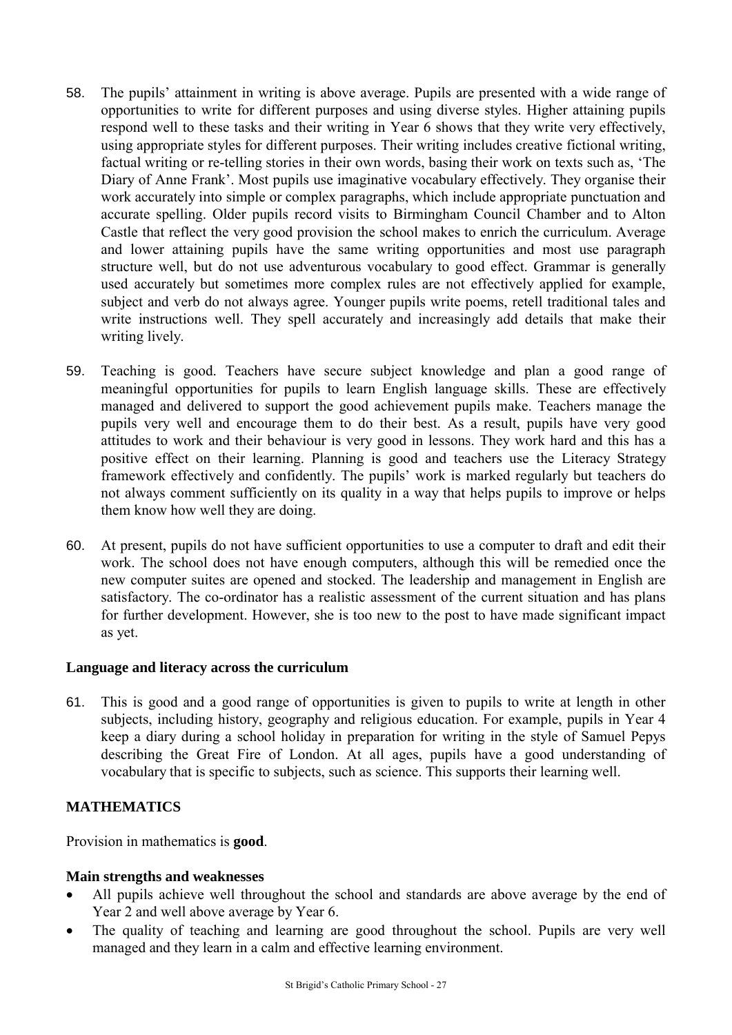58. The pupils' attainment in writing is above average. Pupils are presented with a wide range of opportunities to write for different purposes and using diverse styles. Higher attaining pupils respond well to these tasks and their writing in Year 6 shows that they write very effectively, using appropriate styles for different purposes. Their writing includes creative fictional writing, factual writing or re-telling stories in their own words, basing their work on texts such as, 'The Diary of Anne Frank'. Most pupils use imaginative vocabulary effectively. They organise their work accurately into simple or complex paragraphs, which include appropriate punctuation and accurate spelling. Older pupils record visits to Birmingham Council Chamber and to Alton Castle that reflect the very good provision the school makes to enrich the curriculum. Average and lower attaining pupils have the same writing opportunities and most use paragraph structure well, but do not use adventurous vocabulary to good effect. Grammar is generally used accurately but sometimes more complex rules are not effectively applied for example, subject and verb do not always agree. Younger pupils write poems, retell traditional tales and write instructions well. They spell accurately and increasingly add details that make their writing lively.

59. Teaching is good. Teachers have secure subject knowledge and plan a good range of meaningful opportunities for pupils to learn English language skills. These are effectively managed and delivered to support the good achievement pupils make. Teachers manage the pupils very well and encourage them to do their best. As a result, pupils have very good attitudes to work and their behaviour is very good in lessons. They work hard and this has a positive effect on their learning. Planning is good and teachers use the Literacy Strategy framework effectively and confidently. The pupils' work is marked regularly but teachers do not always comment sufficiently on its quality in a way that helps pupils to improve or helps them know how well they are doing.

60. At present, pupils do not have sufficient opportunities to use a computer to draft and edit their work. The school does not have enough computers, although this will be remedied once the new computer suites are opened and stocked. The leadership and management in English are satisfactory. The co-ordinator has a realistic assessment of the current situation and has plans for further development. However, she is too new to the post to have made significant impact as yet.

### Language and literacy across the curriculum

61. This is good and a good range of opportunities is given to pupils to write at length in other subjects, including history, geography and religious education. For example, pupils in Year 4 keep a diary during a school holiday in preparation for writing in the style of Samuel Pepys describing the Great Fire of London. At all ages, pupils have a good understanding of vocabulary that is specific to subjects, such as science. This supports their learning well.

## MATHEMATICS

Provision in mathematics is **good**.

### Main strengths and weaknesses

- All pupils achieve well throughout the school and standards are above average by the end of Year 2 and well above average by Year 6.
- The quality of teaching and learning are good throughout the school. Pupils are very well managed and they learn in a calm and effective learning environment.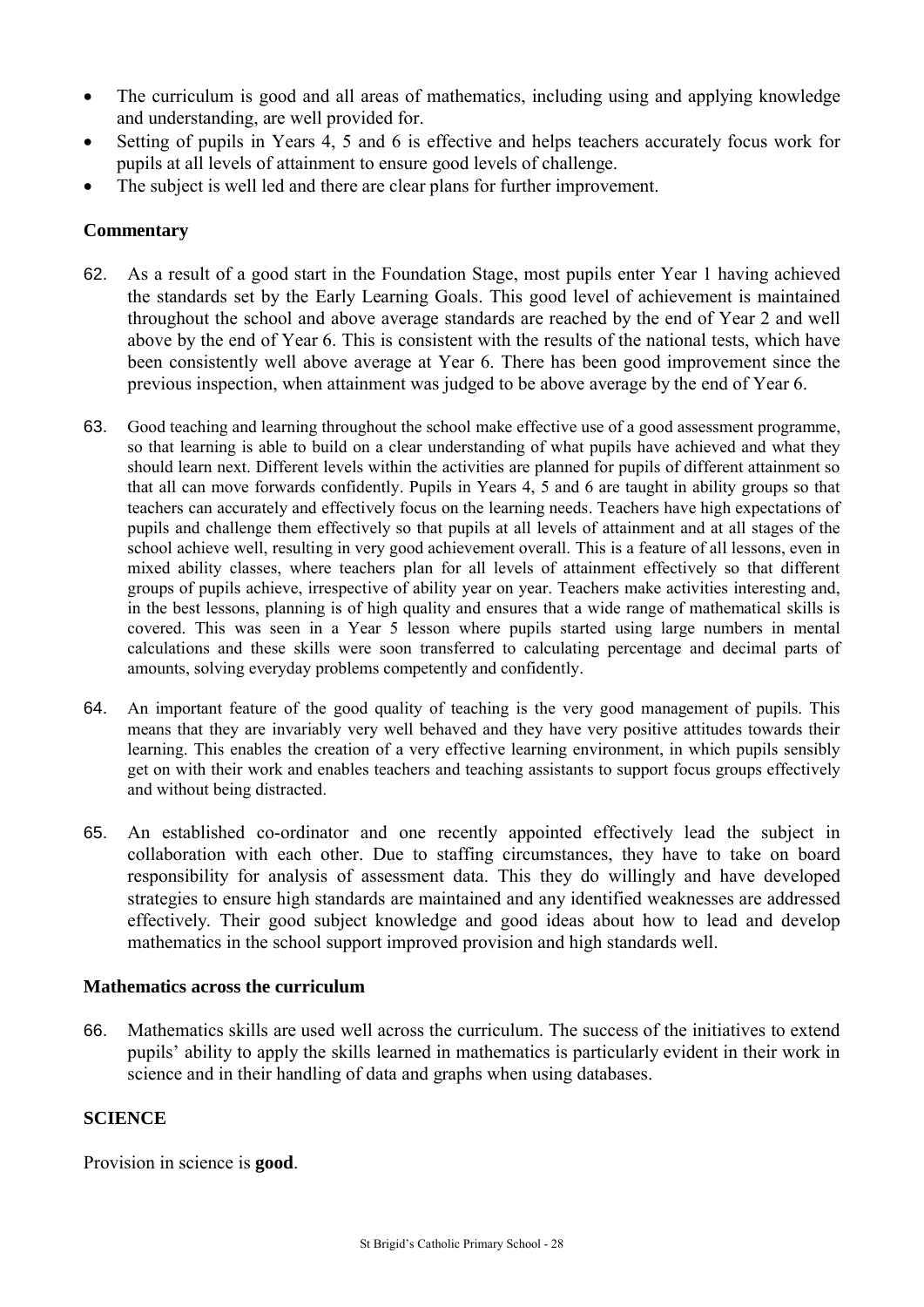- The curriculum is good and all areas of mathematics, including using and applying knowledge and understanding, are well provided for.
- Setting of pupils in Years 4, 5 and 6 is effective and helps teachers accurately focus work for pupils at all levels of attainment to ensure good levels of challenge.
- The subject is well led and there are clear plans for further improvement.

### Commentary

62. As a result of a good start in the Foundation Stage, most pupils enter Year 1 having achieved the standards set by the Early Learning Goals. This good level of achievement is maintained throughout the school and above average standards are reached by the end of Year 2 and well above by the end of Year 6. This is consistent with the results of the national tests, which have been consistently well above average at Year 6. There has been good improvement since the previous inspection, when attainment was judged to be above average by the end of Year 6.

63. Good teaching and learning throughout the school make effective use of a good assessment programme, so that learning is able to build on a clear understanding of what pupils have achieved and what they should learn next. Different levels within the activities are planned for pupils of different attainment so that all can move forwards confidently. Pupils in Years 4, 5 and 6 are taught in ability groups so that teachers can accurately and effectively focus on the learning needs. Teachers have high expectations of pupils and challenge them effectively so that pupils at all levels of attainment and at all stages of the school achieve well, resulting in very good achievement overall. This is a feature of all lessons, even in mixed ability classes, where teachers plan for all levels of attainment effectively so that different groups of pupils achieve, irrespective of ability year on year. Teachers make activities interesting and, in the best lessons, planning is of high quality and ensures that a wide range of mathematical skills is covered. This was seen in a Year 5 lesson where pupils started using large numbers in mental calculations and these skills were soon transferred to calculating percentage and decimal parts of amounts, solving everyday problems competently and confidently.

64. An important feature of the good quality of teaching is the very good management of pupils. This means that they are invariably very well behaved and they have very positive attitudes towards their learning. This enables the creation of a very effective learning environment, in which pupils sensibly get on with their work and enables teachers and teaching assistants to support focus groups effectively and without being distracted.

65. An established co-ordinator and one recently appointed effectively lead the subject in collaboration with each other. Due to staffing circumstances, they have to take on board responsibility for analysis of assessment data. This they do willingly and have developed strategies to ensure high standards are maintained and any identified weaknesses are addressed effectively. Their good subject knowledge and good ideas about how to lead and develop mathematics in the school support improved provision and high standards well.

### Mathematics across the curriculum

66. Mathematics skills are used well across the curriculum. The success of the initiatives to extend pupils' ability to apply the skills learned in mathematics is particularly evident in their work in science and in their handling of data and graphs when using databases.

## SCIENCE

Provision in science is **good**.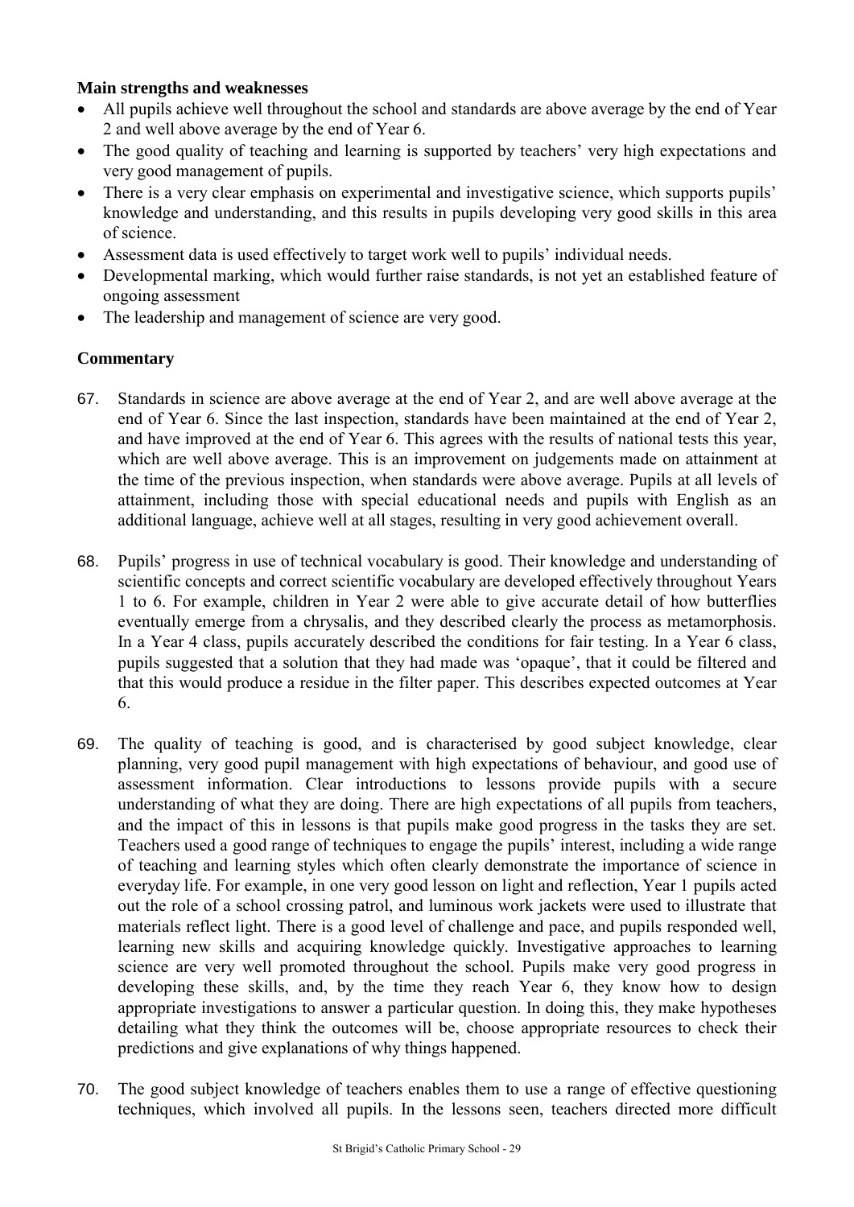**Main strengths and weaknesses**

- All pupils achieve well throughout the school and standards are above average by the end of Year 2 and well above average by the end of Year 6.
- The good quality of teaching and learning is supported by teachers' very high expectations and very good management of pupils.
- There is a very clear emphasis on experimental and investigative science, which supports pupils' knowledge and understanding, and this results in pupils developing very good skills in this area of science.
- Assessment data is used effectively to target work well to pupils' individual needs.
- Developmental marking, which would further raise standards, is not yet an established feature of ongoing assessment
- The leadership and management of science are very good.

**Commentary**

67. Standards in science are above average at the end of Year 2, and are well above average at the end of Year 6. Since the last inspection, standards have been maintained at the end of Year 2, and have improved at the end of Year 6. This agrees with the results of national tests this year, which are well above average. This is an improvement on judgements made on attainment at the time of the previous inspection, when standards were above average. Pupils at all levels of attainment, including those with special educational needs and pupils with English as an additional language, achieve well at all stages, resulting in very good achievement overall.

68. Pupils' progress in use of technical vocabulary is good. Their knowledge and understanding of scientific concepts and correct scientific vocabulary are developed effectively throughout Years 1 to 6. For example, children in Year 2 were able to give accurate detail of how butterflies eventually emerge from a chrysalis, and they described clearly the process as metamorphosis. In a Year 4 class, pupils accurately described the conditions for fair testing. In a Year 6 class, pupils suggested that a solution that they had made was 'opaque', that it could be filtered and that this would produce a residue in the filter paper. This describes expected outcomes at Year 6.

69. The quality of teaching is good, and is characterised by good subject knowledge, clear planning, very good pupil management with high expectations of behaviour, and good use of assessment information. Clear introductions to lessons provide pupils with a secure understanding of what they are doing. There are high expectations of all pupils from teachers, and the impact of this in lessons is that pupils make good progress in the tasks they are set. Teachers used a good range of techniques to engage the pupils' interest, including a wide range of teaching and learning styles which often clearly demonstrate the importance of science in everyday life. For example, in one very good lesson on light and reflection, Year 1 pupils acted out the role of a school crossing patrol, and luminous work jackets were used to illustrate that materials reflect light. There is a good level of challenge and pace, and pupils responded well, learning new skills and acquiring knowledge quickly. Investigative approaches to learning science are very well promoted throughout the school. Pupils make very good progress in developing these skills, and, by the time they reach Year 6, they know how to design appropriate investigations to answer a particular question. In doing this, they make hypotheses detailing what they think the outcomes will be, choose appropriate resources to check their predictions and give explanations of why things happened.

70. The good subject knowledge of teachers enables them to use a range of effective questioning techniques, which involved all pupils. In the lessons seen, teachers directed more difficult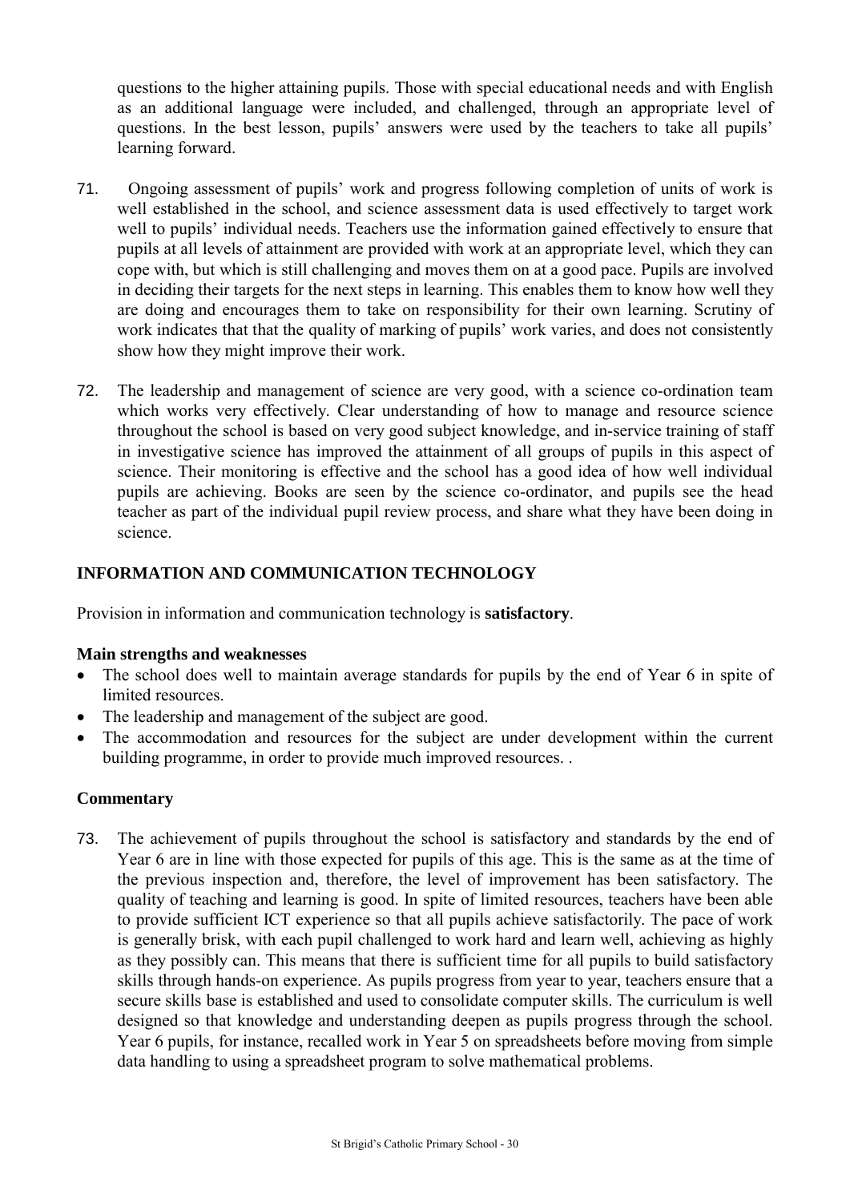questions to the higher attaining pupils. Those with special educational needs and with English as an additional language were included, and challenged, through an appropriate level of questions. In the best lesson, pupils' answers were used by the teachers to take all pupils' learning forward.

71. Ongoing assessment of pupils' work and progress following completion of units of work is well established in the school, and science assessment data is used effectively to target work well to pupils' individual needs. Teachers use the information gained effectively to ensure that pupils at all levels of attainment are provided with work at an appropriate level, which they can cope with, but which is still challenging and moves them on at a good pace. Pupils are involved in deciding their targets for the next steps in learning. This enables them to know how well they are doing and encourages them to take on responsibility for their own learning. Scrutiny of work indicates that that the quality of marking of pupils' work varies, and does not consistently show how they might improve their work.

72. The leadership and management of science are very good, with a science co-ordination team which works very effectively. Clear understanding of how to manage and resource science throughout the school is based on very good subject knowledge, and in-service training of staff in investigative science has improved the attainment of all groups of pupils in this aspect of science. Their monitoring is effective and the school has a good idea of how well individual pupils are achieving. Books are seen by the science co-ordinator, and pupils see the head teacher as part of the individual pupil review process, and share what they have been doing in science.

## INFORMATION AND COMMUNICATION TECHNOLOGY

Provision in information and communication technology is **satisfactory**.

### Main strengths and weaknesses

- The school does well to maintain average standards for pupils by the end of Year 6 in spite of limited resources.
- The leadership and management of the subject are good.
- The accommodation and resources for the subject are under development within the current building programme, in order to provide much improved resources. .

### Commentary

73. The achievement of pupils throughout the school is satisfactory and standards by the end of Year 6 are in line with those expected for pupils of this age. This is the same as at the time of the previous inspection and, therefore, the level of improvement has been satisfactory. The quality of teaching and learning is good. In spite of limited resources, teachers have been able to provide sufficient ICT experience so that all pupils achieve satisfactorily. The pace of work is generally brisk, with each pupil challenged to work hard and learn well, achieving as highly as they possibly can. This means that there is sufficient time for all pupils to build satisfactory skills through hands-on experience. As pupils progress from year to year, teachers ensure that a secure skills base is established and used to consolidate computer skills. The curriculum is well designed so that knowledge and understanding deepen as pupils progress through the school. Year 6 pupils, for instance, recalled work in Year 5 on spreadsheets before moving from simple data handling to using a spreadsheet program to solve mathematical problems.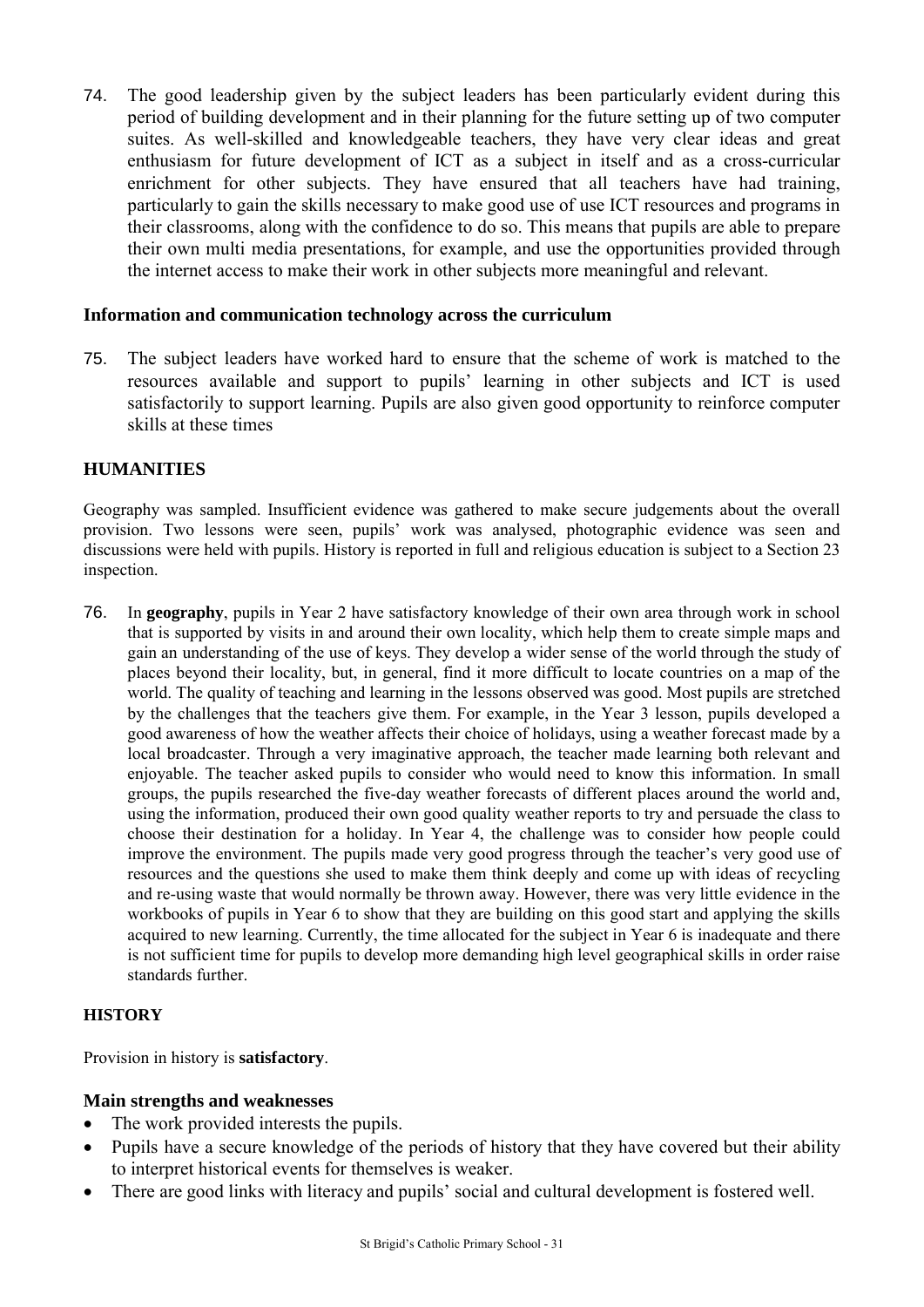74. The good leadership given by the subject leaders has been particularly evident during this period of building development and in their planning for the future setting up of two computer suites. As well-skilled and knowledgeable teachers, they have very clear ideas and great enthusiasm for future development of ICT as a subject in itself and as a cross-curricular enrichment for other subjects. They have ensured that all teachers have had training, particularly to gain the skills necessary to make good use of use ICT resources and programs in their classrooms, along with the confidence to do so. This means that pupils are able to prepare their own multi media presentations, for example, and use the opportunities provided through the internet access to make their work in other subjects more meaningful and relevant.

### Information and communication technology across the curriculum

75. The subject leaders have worked hard to ensure that the scheme of work is matched to the resources available and support to pupils' learning in other subjects and ICT is used satisfactorily to support learning. Pupils are also given good opportunity to reinforce computer skills at these times

## HUMANITIES

Geography was sampled. Insufficient evidence was gathered to make secure judgements about the overall provision. Two lessons were seen, pupils' work was analysed, photographic evidence was seen and discussions were held with pupils. History is reported in full and religious education is subject to a Section 23 inspection.

76. In **geography**, pupils in Year 2 have satisfactory knowledge of their own area through work in school that is supported by visits in and around their own locality, which help them to create simple maps and gain an understanding of the use of keys. They develop a wider sense of the world through the study of places beyond their locality, but, in general, find it more difficult to locate countries on a map of the world. The quality of teaching and learning in the lessons observed was good. Most pupils are stretched by the challenges that the teachers give them. For example, in the Year 3 lesson, pupils developed a good awareness of how the weather affects their choice of holidays, using a weather forecast made by a local broadcaster. Through a very imaginative approach, the teacher made learning both relevant and enjoyable. The teacher asked pupils to consider who would need to know this information. In small groups, the pupils researched the five-day weather forecasts of different places around the world and, using the information, produced their own good quality weather reports to try and persuade the class to choose their destination for a holiday. In Year 4, the challenge was to consider how people could improve the environment. The pupils made very good progress through the teacher's very good use of resources and the questions she used to make them think deeply and come up with ideas of recycling and re-using waste that would normally be thrown away. However, there was very little evidence in the workbooks of pupils in Year 6 to show that they are building on this good start and applying the skills acquired to new learning. Currently, the time allocated for the subject in Year 6 is inadequate and there is not sufficient time for pupils to develop more demanding high level geographical skills in order raise standards further.

## HISTORY

Provision in history is **satisfactory**.

### Main strengths and weaknesses

- The work provided interests the pupils.
- Pupils have a secure knowledge of the periods of history that they have covered but their ability to interpret historical events for themselves is weaker.
- There are good links with literacy and pupils' social and cultural development is fostered well.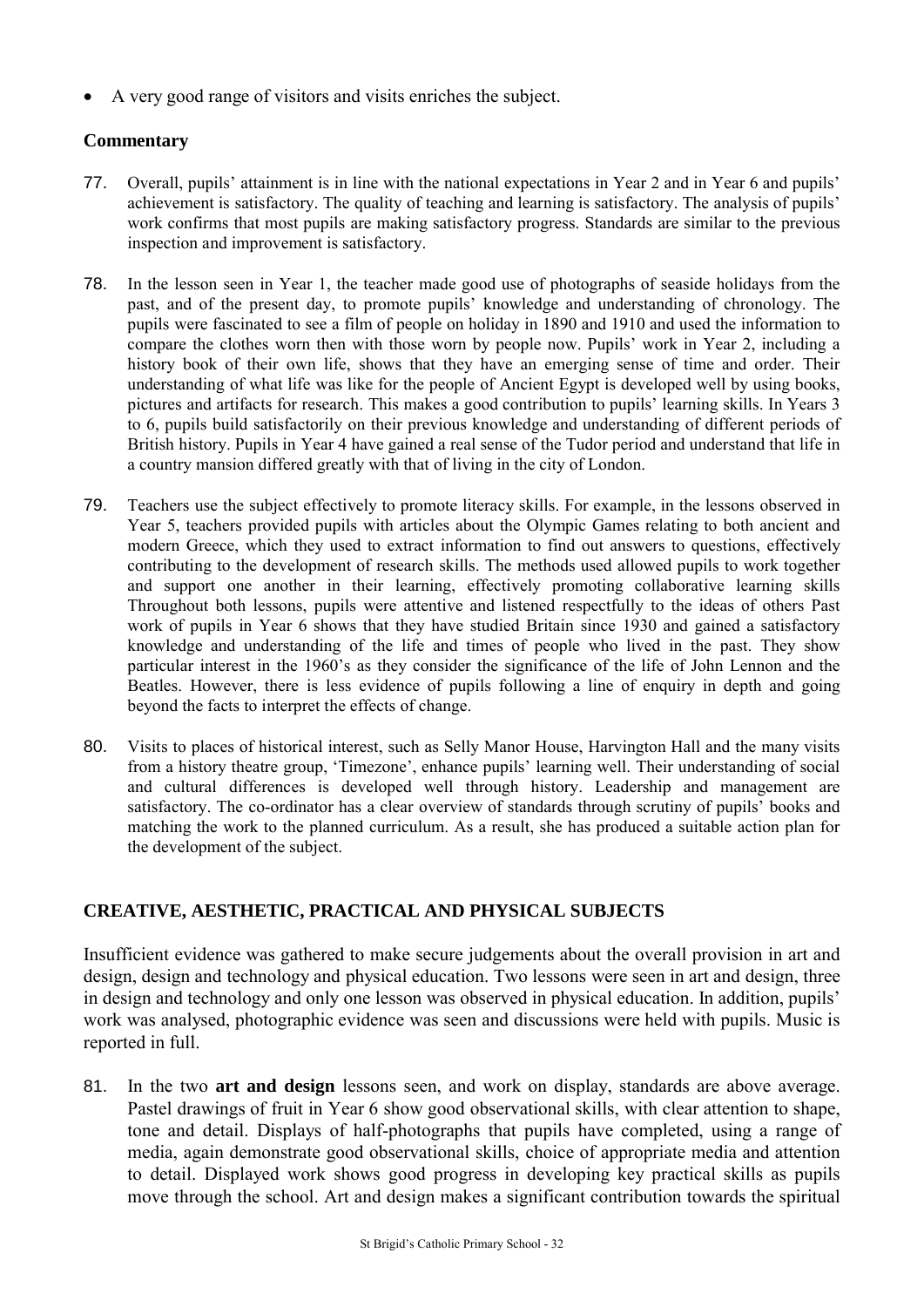- A very good range of visitors and visits enriches the subject.

**Commentary**

77. Overall, pupils' attainment is in line with the national expectations in Year 2 and in Year 6 and pupils' achievement is satisfactory. The quality of teaching and learning is satisfactory. The analysis of pupils' work confirms that most pupils are making satisfactory progress. Standards are similar to the previous inspection and improvement is satisfactory.

78. In the lesson seen in Year 1, the teacher made good use of photographs of seaside holidays from the past, and of the present day, to promote pupils' knowledge and understanding of chronology. The pupils were fascinated to see a film of people on holiday in 1890 and 1910 and used the information to compare the clothes worn then with those worn by people now. Pupils' work in Year 2, including a history book of their own life, shows that they have an emerging sense of time and order. Their understanding of what life was like for the people of Ancient Egypt is developed well by using books, pictures and artifacts for research. This makes a good contribution to pupils' learning skills. In Years 3 to 6, pupils build satisfactorily on their previous knowledge and understanding of different periods of British history. Pupils in Year 4 have gained a real sense of the Tudor period and understand that life in a country mansion differed greatly with that of living in the city of London.

79. Teachers use the subject effectively to promote literacy skills. For example, in the lessons observed in Year 5, teachers provided pupils with articles about the Olympic Games relating to both ancient and modern Greece, which they used to extract information to find out answers to questions, effectively contributing to the development of research skills. The methods used allowed pupils to work together and support one another in their learning, effectively promoting collaborative learning skills Throughout both lessons, pupils were attentive and listened respectfully to the ideas of others Past work of pupils in Year 6 shows that they have studied Britain since 1930 and gained a satisfactory knowledge and understanding of the life and times of people who lived in the past. They show particular interest in the 1960's as they consider the significance of the life of John Lennon and the Beatles. However, there is less evidence of pupils following a line of enquiry in depth and going beyond the facts to interpret the effects of change.

80. Visits to places of historical interest, such as Selly Manor House, Harvington Hall and the many visits from a history theatre group, 'Timezone', enhance pupils' learning well. Their understanding of social and cultural differences is developed well through history. Leadership and management are satisfactory. The co-ordinator has a clear overview of standards through scrutiny of pupils' books and matching the work to the planned curriculum. As a result, she has produced a suitable action plan for the development of the subject.

## CREATIVE, AESTHETIC, PRACTICAL AND PHYSICAL SUBJECTS

Insufficient evidence was gathered to make secure judgements about the overall provision in art and design, design and technology and physical education. Two lessons were seen in art and design, three in design and technology and only one lesson was observed in physical education. In addition, pupils' work was analysed, photographic evidence was seen and discussions were held with pupils. Music is reported in full.

81. In the two **art and design** lessons seen, and work on display, standards are above average. Pastel drawings of fruit in Year 6 show good observational skills, with clear attention to shape, tone and detail. Displays of half-photographs that pupils have completed, using a range of media, again demonstrate good observational skills, choice of appropriate media and attention to detail. Displayed work shows good progress in developing key practical skills as pupils move through the school. Art and design makes a significant contribution towards the spiritual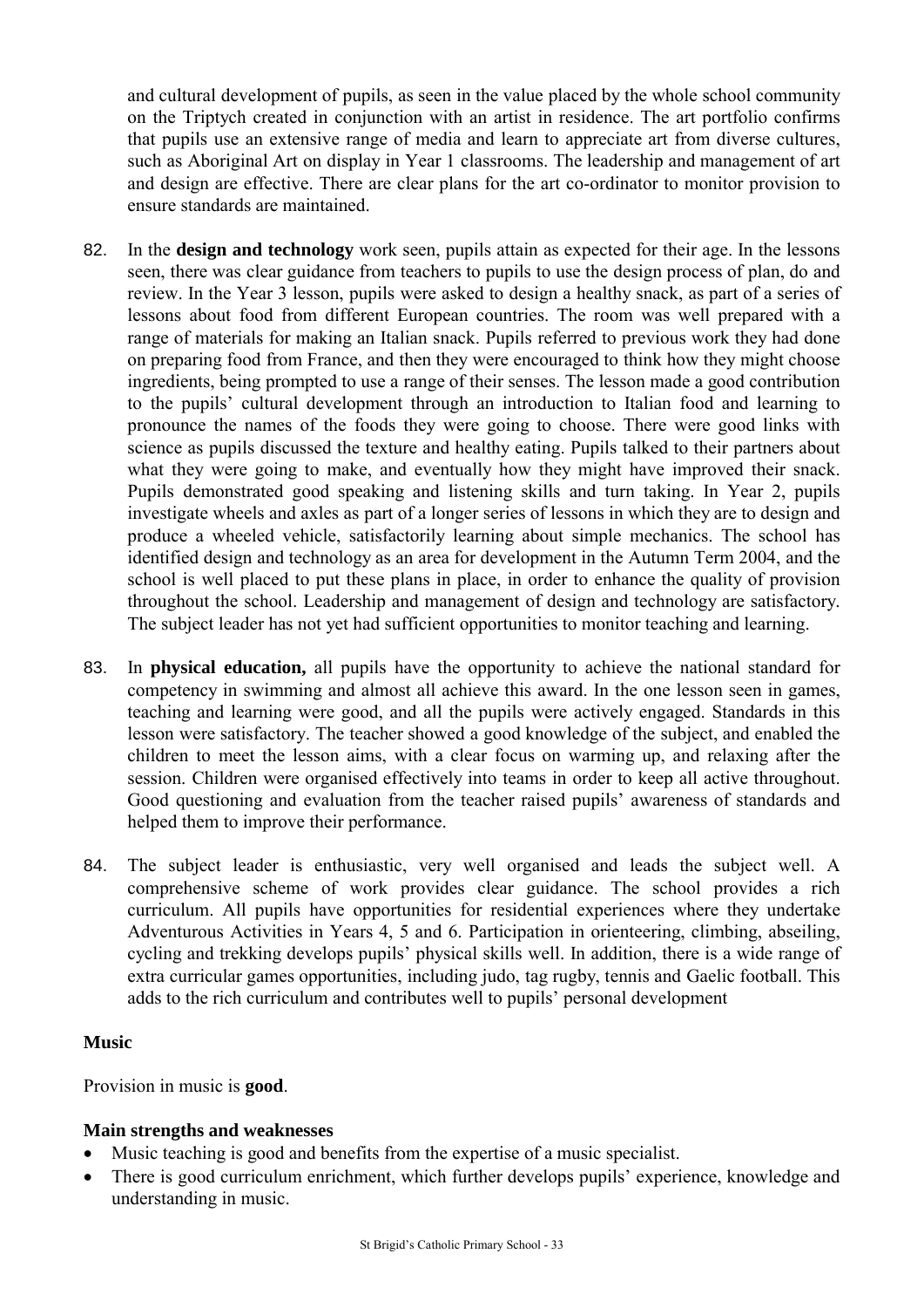and cultural development of pupils, as seen in the value placed by the whole school community on the Triptych created in conjunction with an artist in residence. The art portfolio confirms that pupils use an extensive range of media and learn to appreciate art from diverse cultures, such as Aboriginal Art on display in Year 1 classrooms. The leadership and management of art and design are effective. There are clear plans for the art co-ordinator to monitor provision to ensure standards are maintained.

82. In the **design and technology** work seen, pupils attain as expected for their age. In the lessons seen, there was clear guidance from teachers to pupils to use the design process of plan, do and review. In the Year 3 lesson, pupils were asked to design a healthy snack, as part of a series of lessons about food from different European countries. The room was well prepared with a range of materials for making an Italian snack. Pupils referred to previous work they had done on preparing food from France, and then they were encouraged to think how they might choose ingredients, being prompted to use a range of their senses. The lesson made a good contribution to the pupils' cultural development through an introduction to Italian food and learning to pronounce the names of the foods they were going to choose. There were good links with science as pupils discussed the texture and healthy eating. Pupils talked to their partners about what they were going to make, and eventually how they might have improved their snack. Pupils demonstrated good speaking and listening skills and turn taking. In Year 2, pupils investigate wheels and axles as part of a longer series of lessons in which they are to design and produce a wheeled vehicle, satisfactorily learning about simple mechanics. The school has identified design and technology as an area for development in the Autumn Term 2004, and the school is well placed to put these plans in place, in order to enhance the quality of provision throughout the school. Leadership and management of design and technology are satisfactory. The subject leader has not yet had sufficient opportunities to monitor teaching and learning.

83. In **physical education,** all pupils have the opportunity to achieve the national standard for competency in swimming and almost all achieve this award. In the one lesson seen in games, teaching and learning were good, and all the pupils were actively engaged. Standards in this lesson were satisfactory. The teacher showed a good knowledge of the subject, and enabled the children to meet the lesson aims, with a clear focus on warming up, and relaxing after the session. Children were organised effectively into teams in order to keep all active throughout. Good questioning and evaluation from the teacher raised pupils' awareness of standards and helped them to improve their performance.

84. The subject leader is enthusiastic, very well organised and leads the subject well. A comprehensive scheme of work provides clear guidance. The school provides a rich curriculum. All pupils have opportunities for residential experiences where they undertake Adventurous Activities in Years 4, 5 and 6. Participation in orienteering, climbing, abseiling, cycling and trekking develops pupils' physical skills well. In addition, there is a wide range of extra curricular games opportunities, including judo, tag rugby, tennis and Gaelic football. This adds to the rich curriculum and contributes well to pupils' personal development

**Music**

Provision in music is **good**.

**Main strengths and weaknesses**

- Music teaching is good and benefits from the expertise of a music specialist.
- There is good curriculum enrichment, which further develops pupils' experience, knowledge and understanding in music.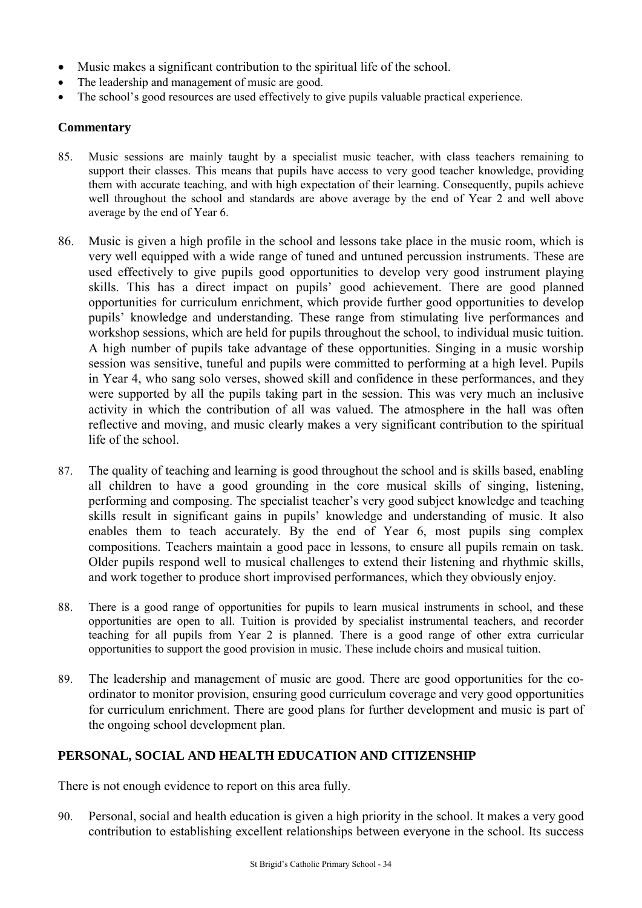- Music makes a significant contribution to the spiritual life of the school.
- The leadership and management of music are good.
- The school's good resources are used effectively to give pupils valuable practical experience.

### Commentary

85. Music sessions are mainly taught by a specialist music teacher, with class teachers remaining to support their classes. This means that pupils have access to very good teacher knowledge, providing them with accurate teaching, and with high expectation of their learning. Consequently, pupils achieve well throughout the school and standards are above average by the end of Year 2 and well above average by the end of Year 6.

86. Music is given a high profile in the school and lessons take place in the music room, which is very well equipped with a wide range of tuned and untuned percussion instruments. These are used effectively to give pupils good opportunities to develop very good instrument playing skills. This has a direct impact on pupils' good achievement. There are good planned opportunities for curriculum enrichment, which provide further good opportunities to develop pupils' knowledge and understanding. These range from stimulating live performances and workshop sessions, which are held for pupils throughout the school, to individual music tuition. A high number of pupils take advantage of these opportunities. Singing in a music worship session was sensitive, tuneful and pupils were committed to performing at a high level. Pupils in Year 4, who sang solo verses, showed skill and confidence in these performances, and they were supported by all the pupils taking part in the session. This was very much an inclusive activity in which the contribution of all was valued. The atmosphere in the hall was often reflective and moving, and music clearly makes a very significant contribution to the spiritual life of the school.

87. The quality of teaching and learning is good throughout the school and is skills based, enabling all children to have a good grounding in the core musical skills of singing, listening, performing and composing. The specialist teacher's very good subject knowledge and teaching skills result in significant gains in pupils' knowledge and understanding of music. It also enables them to teach accurately. By the end of Year 6, most pupils sing complex compositions. Teachers maintain a good pace in lessons, to ensure all pupils remain on task. Older pupils respond well to musical challenges to extend their listening and rhythmic skills, and work together to produce short improvised performances, which they obviously enjoy.

88. There is a good range of opportunities for pupils to learn musical instruments in school, and these opportunities are open to all. Tuition is provided by specialist instrumental teachers, and recorder teaching for all pupils from Year 2 is planned. There is a good range of other extra curricular opportunities to support the good provision in music. These include choirs and musical tuition.

89. The leadership and management of music are good. There are good opportunities for the co-ordinator to monitor provision, ensuring good curriculum coverage and very good opportunities for curriculum enrichment. There are good plans for further development and music is part of the ongoing school development plan.

## PERSONAL, SOCIAL AND HEALTH EDUCATION AND CITIZENSHIP

There is not enough evidence to report on this area fully.

90. Personal, social and health education is given a high priority in the school. It makes a very good contribution to establishing excellent relationships between everyone in the school. Its success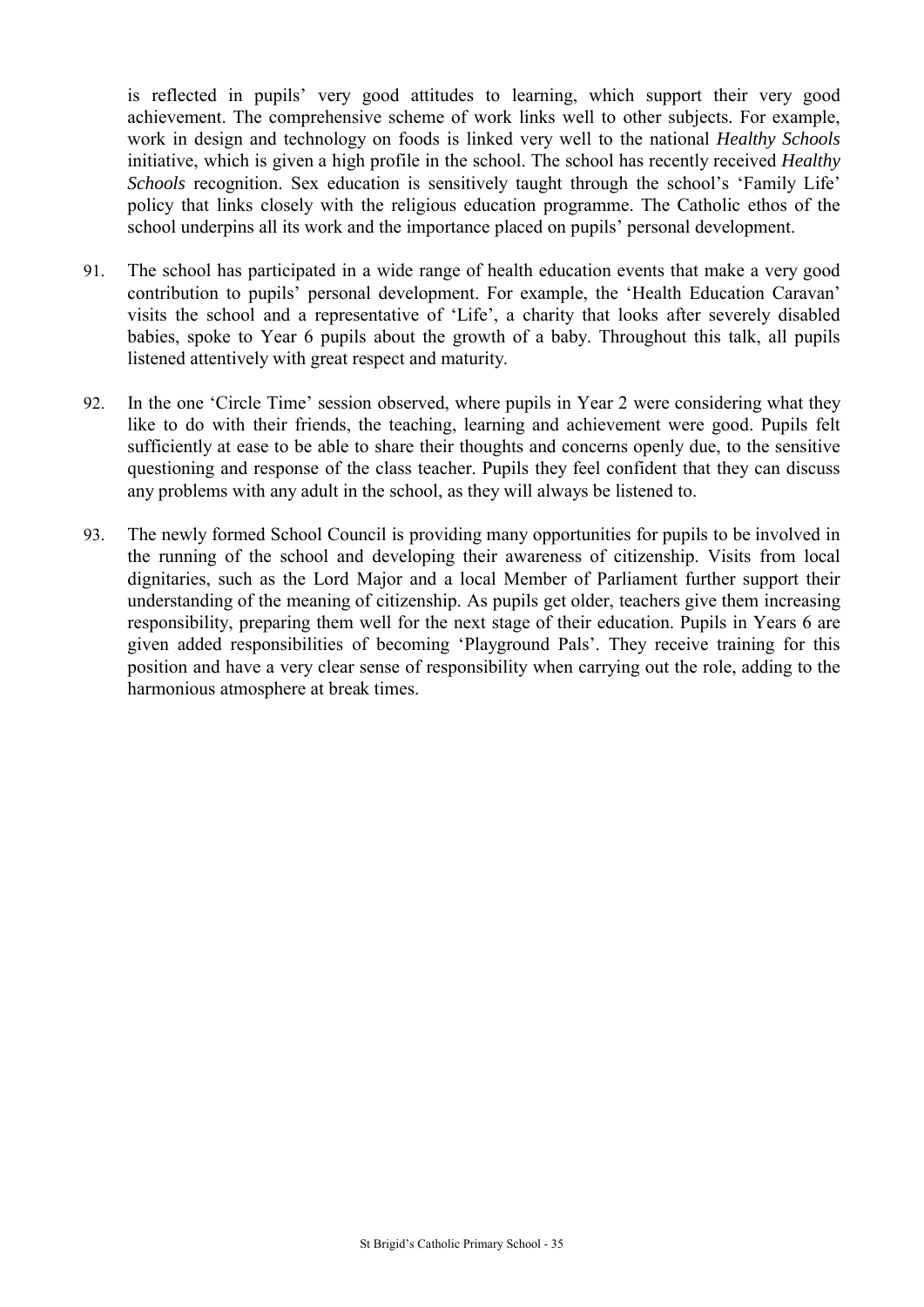is reflected in pupils' very good attitudes to learning, which support their very good achievement. The comprehensive scheme of work links well to other subjects. For example, work in design and technology on foods is linked very well to the national *Healthy Schools* initiative, which is given a high profile in the school. The school has recently received *Healthy Schools* recognition. Sex education is sensitively taught through the school's 'Family Life' policy that links closely with the religious education programme. The Catholic ethos of the school underpins all its work and the importance placed on pupils' personal development.

91. The school has participated in a wide range of health education events that make a very good contribution to pupils' personal development. For example, the 'Health Education Caravan' visits the school and a representative of 'Life', a charity that looks after severely disabled babies, spoke to Year 6 pupils about the growth of a baby. Throughout this talk, all pupils listened attentively with great respect and maturity.

92. In the one 'Circle Time' session observed, where pupils in Year 2 were considering what they like to do with their friends, the teaching, learning and achievement were good. Pupils felt sufficiently at ease to be able to share their thoughts and concerns openly due, to the sensitive questioning and response of the class teacher. Pupils they feel confident that they can discuss any problems with any adult in the school, as they will always be listened to.

93. The newly formed School Council is providing many opportunities for pupils to be involved in the running of the school and developing their awareness of citizenship. Visits from local dignitaries, such as the Lord Major and a local Member of Parliament further support their understanding of the meaning of citizenship. As pupils get older, teachers give them increasing responsibility, preparing them well for the next stage of their education. Pupils in Years 6 are given added responsibilities of becoming 'Playground Pals'. They receive training for this position and have a very clear sense of responsibility when carrying out the role, adding to the harmonious atmosphere at break times.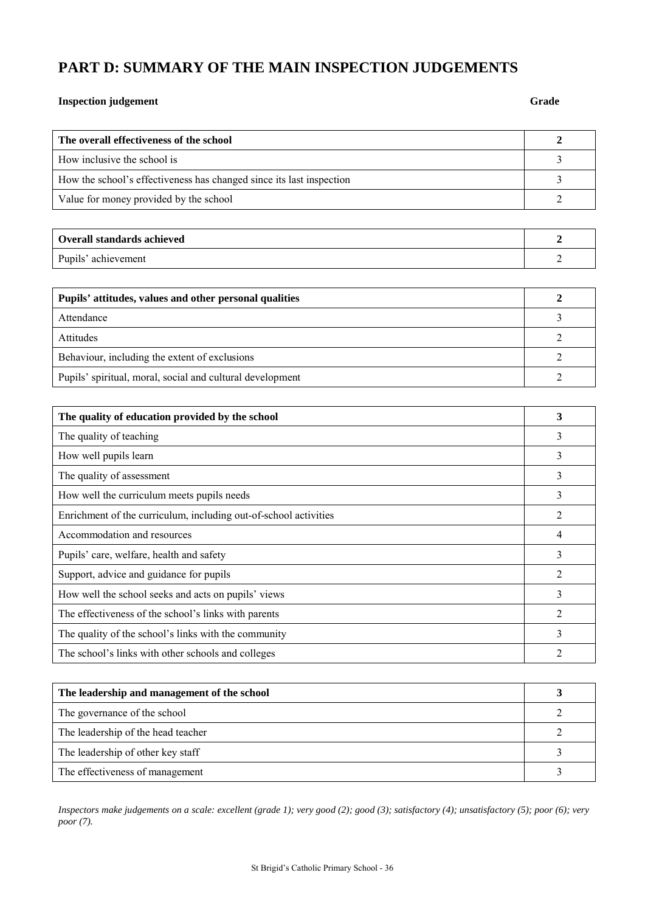# PART D: SUMMARY OF THE MAIN INSPECTION JUDGEMENTS

| **Inspection judgement** | **Grade** |
|---|---|
| **The overall effectiveness of the school** | **2** |
| How inclusive the school is | 3 |
| How the school's effectiveness has changed since its last inspection | 3 |
| Value for money provided by the school | 2 |

| | |
|---|---|
| **Overall standards achieved** | **2** |
| Pupils' achievement | 2 |

| | |
|---|---|
| **Pupils' attitudes, values and other personal qualities** | **2** |
| Attendance | 3 |
| Attitudes | 2 |
| Behaviour, including the extent of exclusions | 2 |
| Pupils' spiritual, moral, social and cultural development | 2 |

| | |
|---|---|
| **The quality of education provided by the school** | **3** |
| The quality of teaching | 3 |
| How well pupils learn | 3 |
| The quality of assessment | 3 |
| How well the curriculum meets pupils needs | 3 |
| Enrichment of the curriculum, including out-of-school activities | 2 |
| Accommodation and resources | 4 |
| Pupils' care, welfare, health and safety | 3 |
| Support, advice and guidance for pupils | 2 |
| How well the school seeks and acts on pupils' views | 3 |
| The effectiveness of the school's links with parents | 2 |
| The quality of the school's links with the community | 3 |
| The school's links with other schools and colleges | 2 |

| | |
|---|---|
| **The leadership and management of the school** | **3** |
| The governance of the school | 2 |
| The leadership of the head teacher | 2 |
| The leadership of other key staff | 3 |
| The effectiveness of management | 3 |

*Inspectors make judgements on a scale: excellent (grade 1); very good (2); good (3); satisfactory (4); unsatisfactory (5); poor (6); very poor (7).*